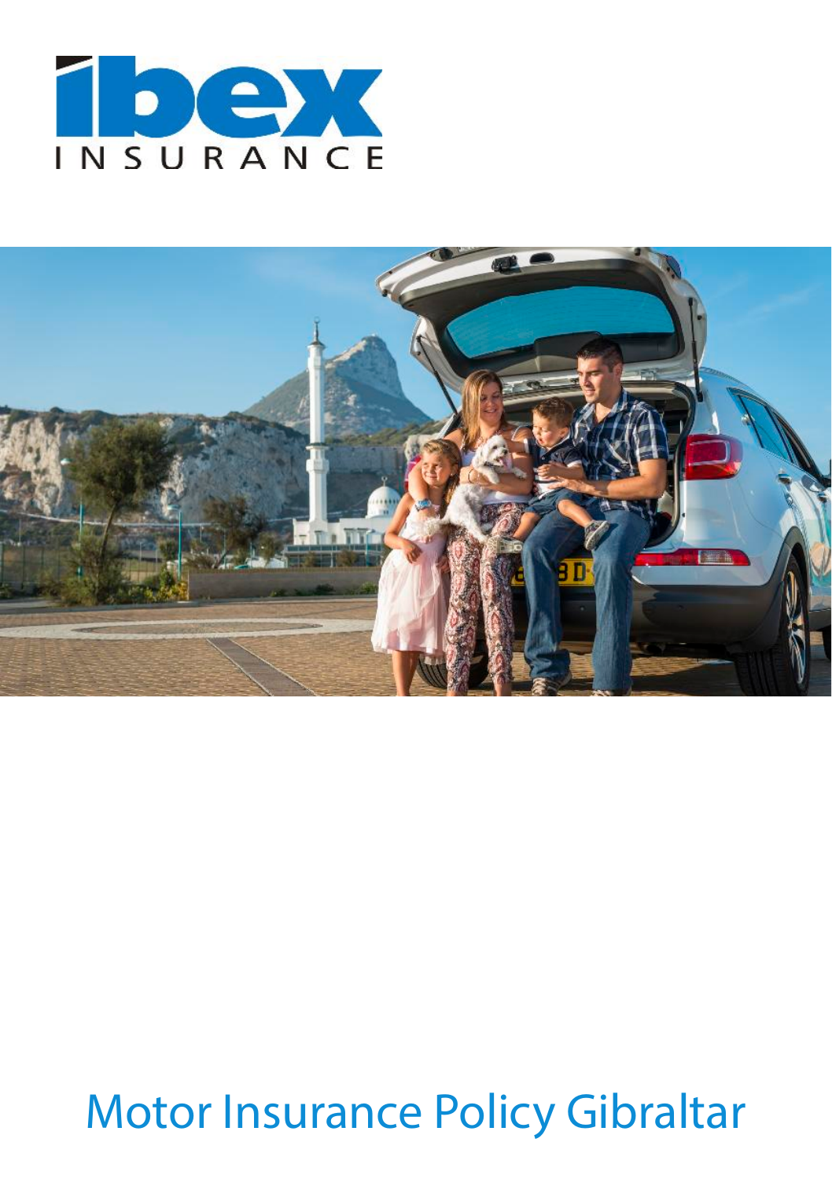ibex INSURANCE

# Motor Insurance Policy Gibraltar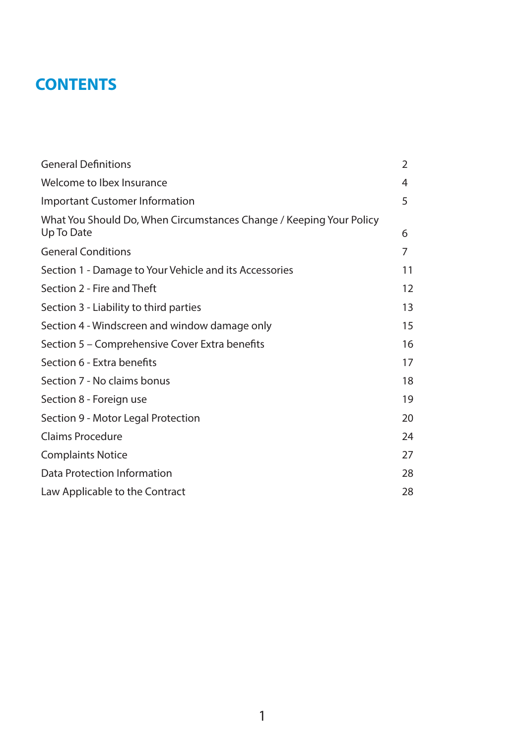# CONTENTS

| | |
|---|---|
| General Definitions | 2 |
| Welcome to Ibex Insurance | 4 |
| Important Customer Information | 5 |
| What You Should Do, When Circumstances Change / Keeping Your Policy Up To Date | 6 |
| General Conditions | 7 |
| Section 1 - Damage to Your Vehicle and its Accessories | 11 |
| Section 2 - Fire and Theft | 12 |
| Section 3 - Liability to third parties | 13 |
| Section 4 - Windscreen and window damage only | 15 |
| Section 5 – Comprehensive Cover Extra benefits | 16 |
| Section 6 - Extra benefits | 17 |
| Section 7 - No claims bonus | 18 |
| Section 8 - Foreign use | 19 |
| Section 9 - Motor Legal Protection | 20 |
| Claims Procedure | 24 |
| Complaints Notice | 27 |
| Data Protection Information | 28 |
| Law Applicable to the Contract | 28 |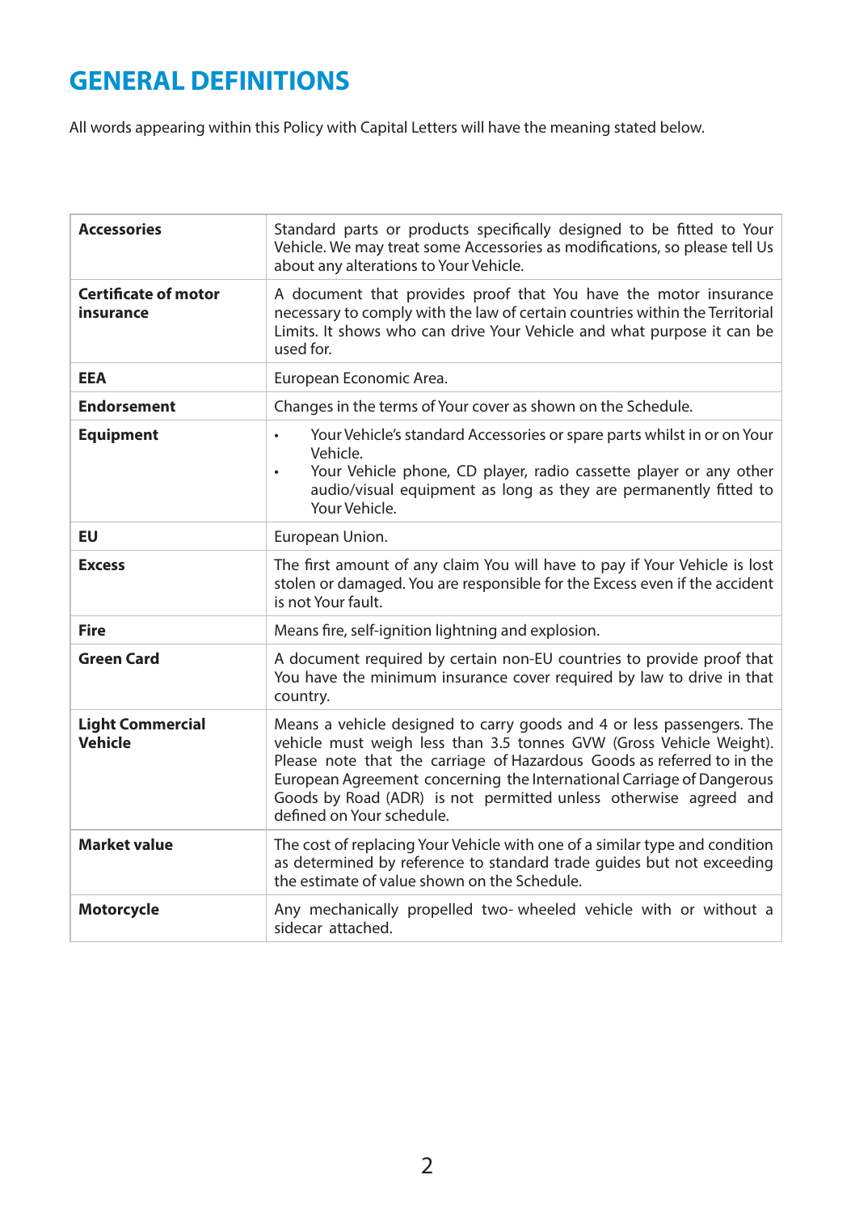# GENERAL DEFINITIONS

All words appearing within this Policy with Capital Letters will have the meaning stated below.

| | |
|---|---|
| **Accessories** | Standard parts or products specifically designed to be fitted to Your Vehicle. We may treat some Accessories as modifications, so please tell Us about any alterations to Your Vehicle. |
| **Certificate of motor insurance** | A document that provides proof that You have the motor insurance necessary to comply with the law of certain countries within the Territorial Limits. It shows who can drive Your Vehicle and what purpose it can be used for. |
| **EEA** | European Economic Area. |
| **Endorsement** | Changes in the terms of Your cover as shown on the Schedule. |
| **Equipment** | • Your Vehicle's standard Accessories or spare parts whilst in or on Your Vehicle.<br>• Your Vehicle phone, CD player, radio cassette player or any other audio/visual equipment as long as they are permanently fitted to Your Vehicle. |
| **EU** | European Union. |
| **Excess** | The first amount of any claim You will have to pay if Your Vehicle is lost stolen or damaged. You are responsible for the Excess even if the accident is not Your fault. |
| **Fire** | Means fire, self-ignition lightning and explosion. |
| **Green Card** | A document required by certain non-EU countries to provide proof that You have the minimum insurance cover required by law to drive in that country. |
| **Light Commercial Vehicle** | Means a vehicle designed to carry goods and 4 or less passengers. The vehicle must weigh less than 3.5 tonnes GVW (Gross Vehicle Weight). Please note that the carriage of Hazardous Goods as referred to in the European Agreement concerning the International Carriage of Dangerous Goods by Road (ADR) is not permitted unless otherwise agreed and defined on Your schedule. |
| **Market value** | The cost of replacing Your Vehicle with one of a similar type and condition as determined by reference to standard trade guides but not exceeding the estimate of value shown on the Schedule. |
| **Motorcycle** | Any mechanically propelled two- wheeled vehicle with or without a sidecar attached. |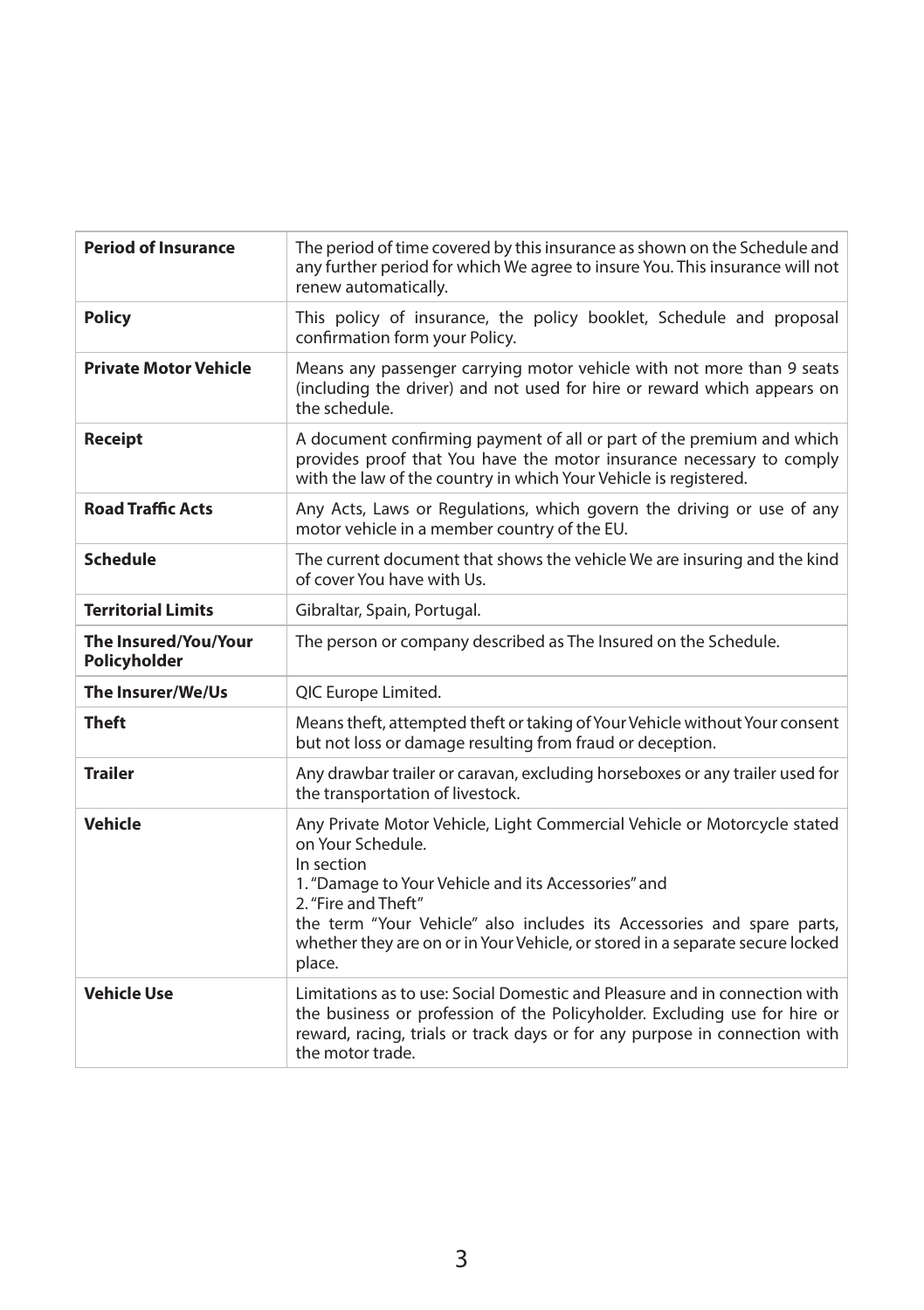| | |
|---|---|
| **Period of Insurance** | The period of time covered by this insurance as shown on the Schedule and any further period for which We agree to insure You. This insurance will not renew automatically. |
| **Policy** | This policy of insurance, the policy booklet, Schedule and proposal confirmation form your Policy. |
| **Private Motor Vehicle** | Means any passenger carrying motor vehicle with not more than 9 seats (including the driver) and not used for hire or reward which appears on the schedule. |
| **Receipt** | A document confirming payment of all or part of the premium and which provides proof that You have the motor insurance necessary to comply with the law of the country in which Your Vehicle is registered. |
| **Road Traffic Acts** | Any Acts, Laws or Regulations, which govern the driving or use of any motor vehicle in a member country of the EU. |
| **Schedule** | The current document that shows the vehicle We are insuring and the kind of cover You have with Us. |
| **Territorial Limits** | Gibraltar, Spain, Portugal. |
| **The Insured/You/Your Policyholder** | The person or company described as The Insured on the Schedule. |
| **The Insurer/We/Us** | QIC Europe Limited. |
| **Theft** | Means theft, attempted theft or taking of Your Vehicle without Your consent but not loss or damage resulting from fraud or deception. |
| **Trailer** | Any drawbar trailer or caravan, excluding horseboxes or any trailer used for the transportation of livestock. |
| **Vehicle** | Any Private Motor Vehicle, Light Commercial Vehicle or Motorcycle stated on Your Schedule.<br>In section<br>1. "Damage to Your Vehicle and its Accessories" and<br>2. "Fire and Theft"<br>the term "Your Vehicle" also includes its Accessories and spare parts, whether they are on or in Your Vehicle, or stored in a separate secure locked place. |
| **Vehicle Use** | Limitations as to use: Social Domestic and Pleasure and in connection with the business or profession of the Policyholder. Excluding use for hire or reward, racing, trials or track days or for any purpose in connection with the motor trade. |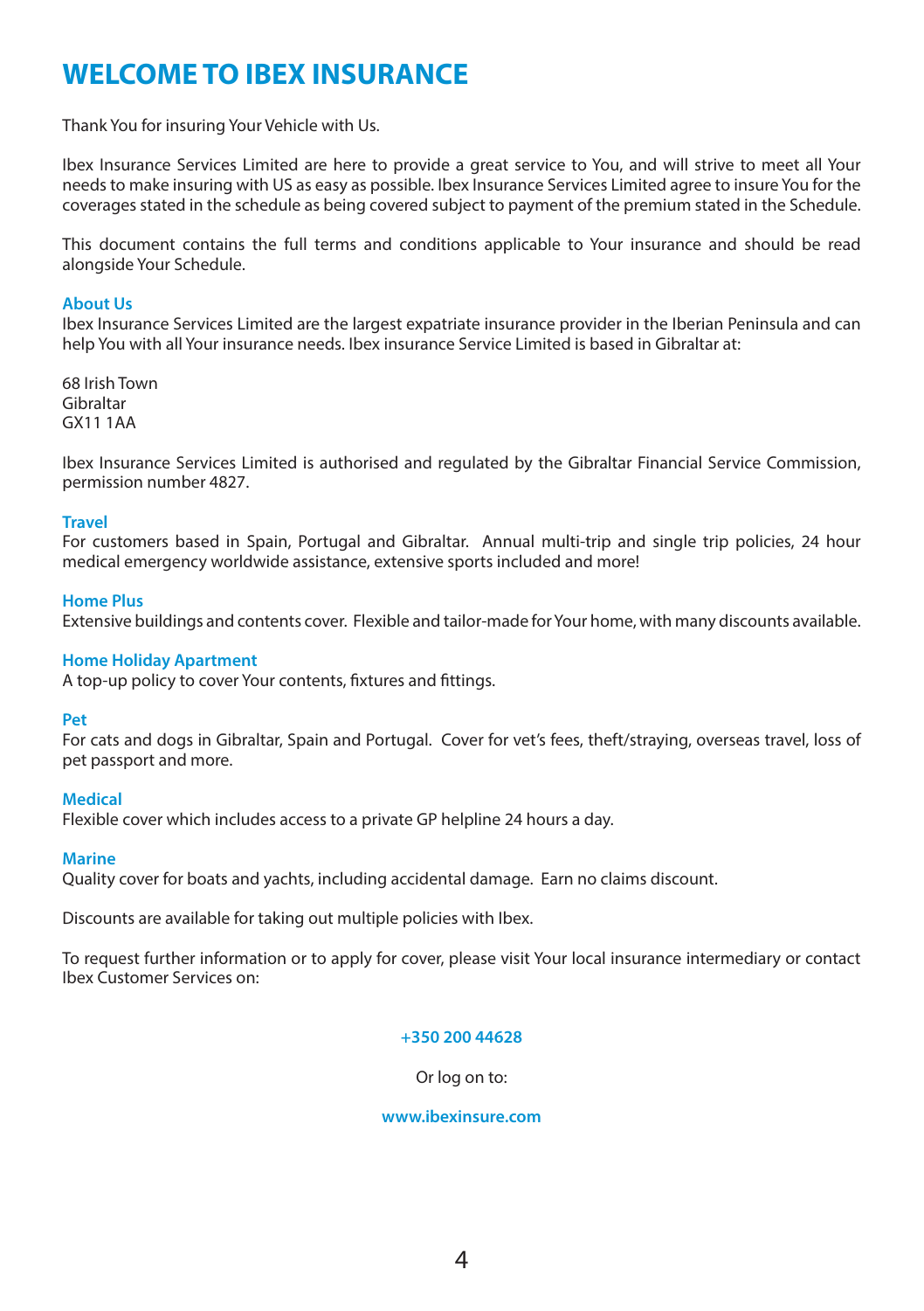# WELCOME TO IBEX INSURANCE

Thank You for insuring Your Vehicle with Us.

Ibex Insurance Services Limited are here to provide a great service to You, and will strive to meet all Your needs to make insuring with US as easy as possible. Ibex Insurance Services Limited agree to insure You for the coverages stated in the schedule as being covered subject to payment of the premium stated in the Schedule.

This document contains the full terms and conditions applicable to Your insurance and should be read alongside Your Schedule.

### About Us

Ibex Insurance Services Limited are the largest expatriate insurance provider in the Iberian Peninsula and can help You with all Your insurance needs. Ibex insurance Service Limited is based in Gibraltar at:

68 Irish Town
Gibraltar
GX11 1AA

Ibex Insurance Services Limited is authorised and regulated by the Gibraltar Financial Service Commission, permission number 4827.

### Travel

For customers based in Spain, Portugal and Gibraltar. Annual multi-trip and single trip policies, 24 hour medical emergency worldwide assistance, extensive sports included and more!

### Home Plus

Extensive buildings and contents cover. Flexible and tailor-made for Your home, with many discounts available.

### Home Holiday Apartment

A top-up policy to cover Your contents, fixtures and fittings.

### Pet

For cats and dogs in Gibraltar, Spain and Portugal. Cover for vet's fees, theft/straying, overseas travel, loss of pet passport and more.

### Medical

Flexible cover which includes access to a private GP helpline 24 hours a day.

### Marine

Quality cover for boats and yachts, including accidental damage. Earn no claims discount.

Discounts are available for taking out multiple policies with Ibex.

To request further information or to apply for cover, please visit Your local insurance intermediary or contact Ibex Customer Services on:

**+350 200 44628**

Or log on to:

**www.ibexinsure.com**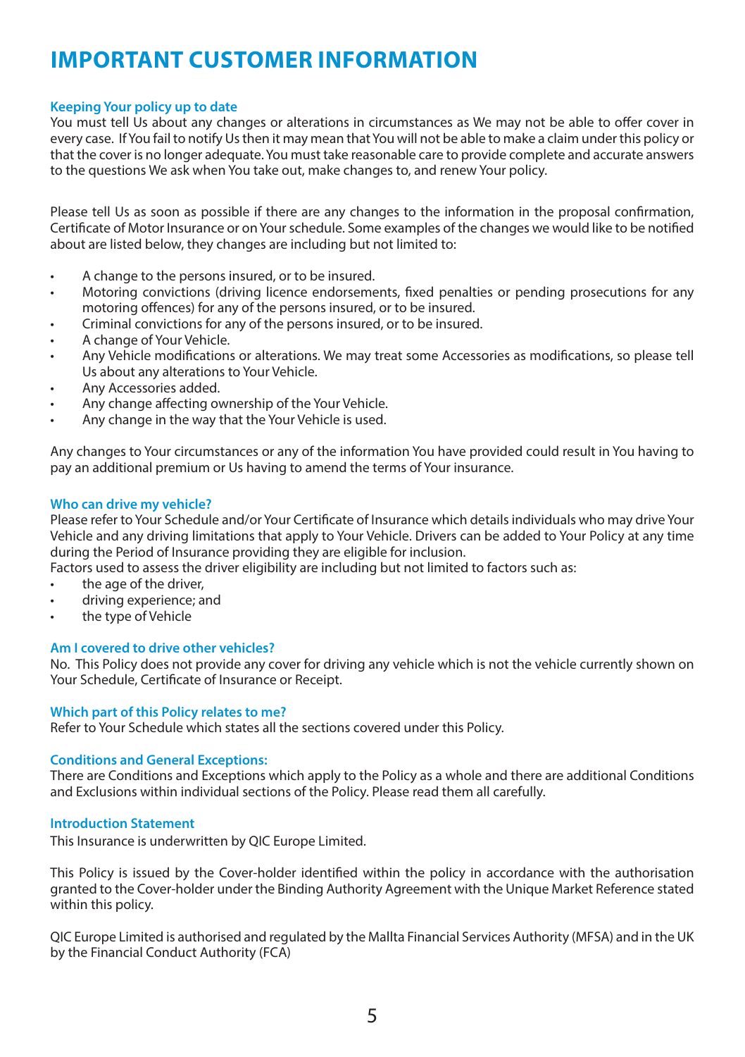# IMPORTANT CUSTOMER INFORMATION

### Keeping Your policy up to date

You must tell Us about any changes or alterations in circumstances as We may not be able to offer cover in every case. If You fail to notify Us then it may mean that You will not be able to make a claim under this policy or that the cover is no longer adequate. You must take reasonable care to provide complete and accurate answers to the questions We ask when You take out, make changes to, and renew Your policy.

Please tell Us as soon as possible if there are any changes to the information in the proposal confirmation, Certificate of Motor Insurance or on Your schedule. Some examples of the changes we would like to be notified about are listed below, they changes are including but not limited to:

- A change to the persons insured, or to be insured.
- Motoring convictions (driving licence endorsements, fixed penalties or pending prosecutions for any motoring offences) for any of the persons insured, or to be insured.
- Criminal convictions for any of the persons insured, or to be insured.
- A change of Your Vehicle.
- Any Vehicle modifications or alterations. We may treat some Accessories as modifications, so please tell Us about any alterations to Your Vehicle.
- Any Accessories added.
- Any change affecting ownership of the Your Vehicle.
- Any change in the way that the Your Vehicle is used.

Any changes to Your circumstances or any of the information You have provided could result in You having to pay an additional premium or Us having to amend the terms of Your insurance.

### Who can drive my vehicle?

Please refer to Your Schedule and/or Your Certificate of Insurance which details individuals who may drive Your Vehicle and any driving limitations that apply to Your Vehicle. Drivers can be added to Your Policy at any time during the Period of Insurance providing they are eligible for inclusion.

Factors used to assess the driver eligibility are including but not limited to factors such as:

- the age of the driver,
- driving experience; and
- the type of Vehicle

### Am I covered to drive other vehicles?

No. This Policy does not provide any cover for driving any vehicle which is not the vehicle currently shown on Your Schedule, Certificate of Insurance or Receipt.

### Which part of this Policy relates to me?

Refer to Your Schedule which states all the sections covered under this Policy.

### Conditions and General Exceptions:

There are Conditions and Exceptions which apply to the Policy as a whole and there are additional Conditions and Exclusions within individual sections of the Policy. Please read them all carefully.

### Introduction Statement

This Insurance is underwritten by QIC Europe Limited.

This Policy is issued by the Cover-holder identified within the policy in accordance with the authorisation granted to the Cover-holder under the Binding Authority Agreement with the Unique Market Reference stated within this policy.

QIC Europe Limited is authorised and regulated by the Mallta Financial Services Authority (MFSA) and in the UK by the Financial Conduct Authority (FCA)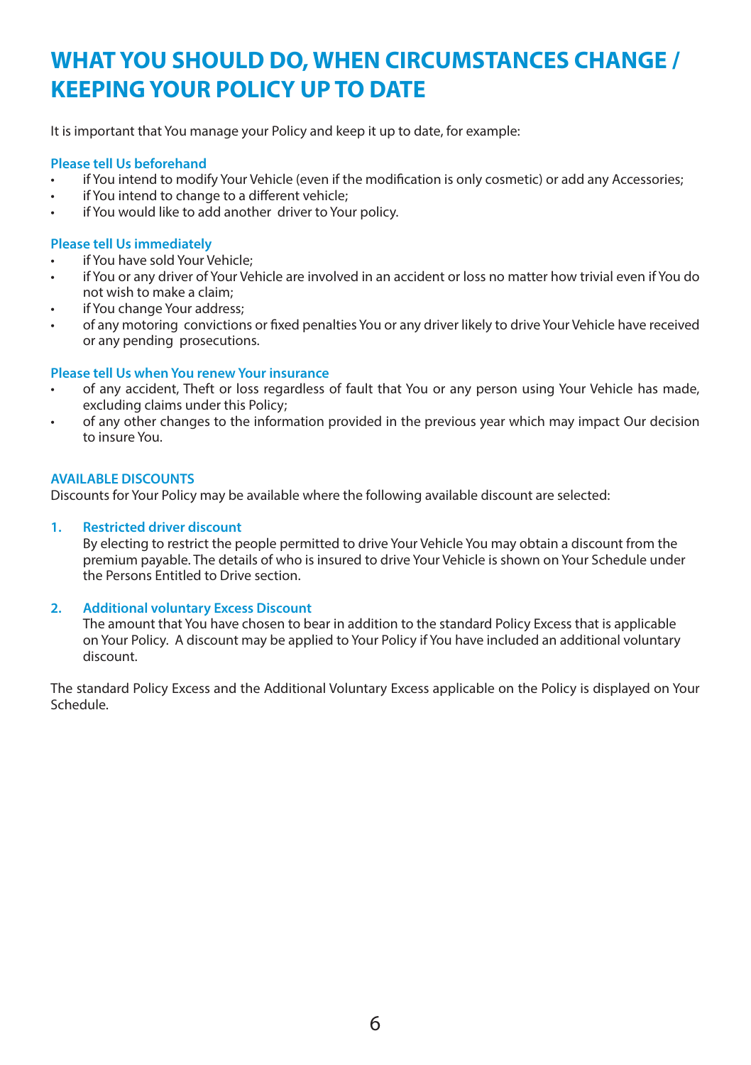# WHAT YOU SHOULD DO, WHEN CIRCUMSTANCES CHANGE / KEEPING YOUR POLICY UP TO DATE

It is important that You manage your Policy and keep it up to date, for example:

### Please tell Us beforehand

- if You intend to modify Your Vehicle (even if the modification is only cosmetic) or add any Accessories;
- if You intend to change to a different vehicle;
- if You would like to add another driver to Your policy.

### Please tell Us immediately

- if You have sold Your Vehicle;
- if You or any driver of Your Vehicle are involved in an accident or loss no matter how trivial even if You do not wish to make a claim;
- if You change Your address;
- of any motoring convictions or fixed penalties You or any driver likely to drive Your Vehicle have received or any pending prosecutions.

### Please tell Us when You renew Your insurance

- of any accident, Theft or loss regardless of fault that You or any person using Your Vehicle has made, excluding claims under this Policy;
- of any other changes to the information provided in the previous year which may impact Our decision to insure You.

### AVAILABLE DISCOUNTS

Discounts for Your Policy may be available where the following available discount are selected:

1. **Restricted driver discount**
   By electing to restrict the people permitted to drive Your Vehicle You may obtain a discount from the premium payable. The details of who is insured to drive Your Vehicle is shown on Your Schedule under the Persons Entitled to Drive section.

2. **Additional voluntary Excess Discount**
   The amount that You have chosen to bear in addition to the standard Policy Excess that is applicable on Your Policy. A discount may be applied to Your Policy if You have included an additional voluntary discount.

The standard Policy Excess and the Additional Voluntary Excess applicable on the Policy is displayed on Your Schedule.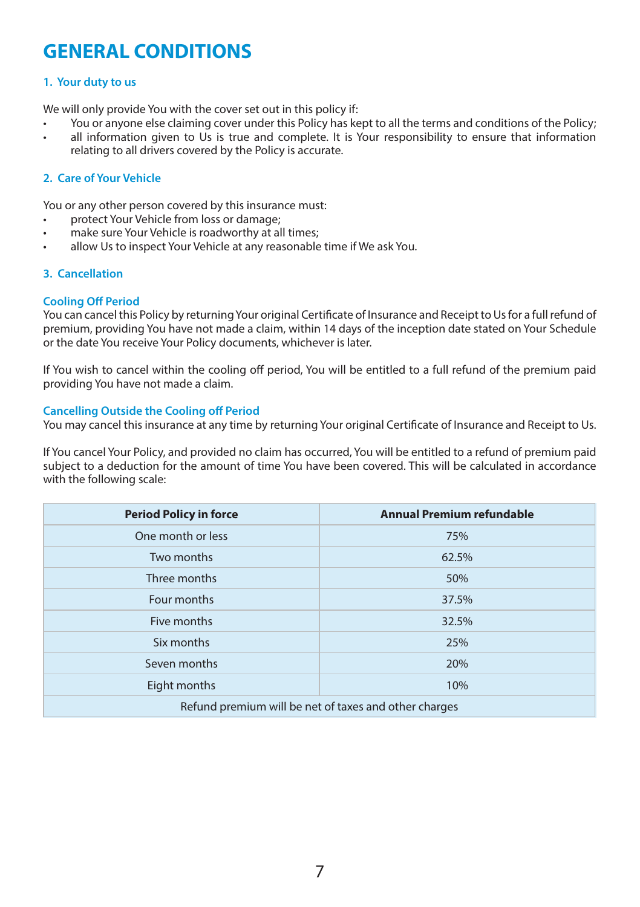# GENERAL CONDITIONS

### 1. Your duty to us

We will only provide You with the cover set out in this policy if:

- You or anyone else claiming cover under this Policy has kept to all the terms and conditions of the Policy;
- all information given to Us is true and complete. It is Your responsibility to ensure that information relating to all drivers covered by the Policy is accurate.

### 2. Care of Your Vehicle

You or any other person covered by this insurance must:

- protect Your Vehicle from loss or damage;
- make sure Your Vehicle is roadworthy at all times;
- allow Us to inspect Your Vehicle at any reasonable time if We ask You.

### 3. Cancellation

#### Cooling Off Period

You can cancel this Policy by returning Your original Certificate of Insurance and Receipt to Us for a full refund of premium, providing You have not made a claim, within 14 days of the inception date stated on Your Schedule or the date You receive Your Policy documents, whichever is later.

If You wish to cancel within the cooling off period, You will be entitled to a full refund of the premium paid providing You have not made a claim.

#### Cancelling Outside the Cooling off Period

You may cancel this insurance at any time by returning Your original Certificate of Insurance and Receipt to Us.

If You cancel Your Policy, and provided no claim has occurred, You will be entitled to a refund of premium paid subject to a deduction for the amount of time You have been covered. This will be calculated in accordance with the following scale:

| Period Policy in force | Annual Premium refundable |
|---|---|
| One month or less | 75% |
| Two months | 62.5% |
| Three months | 50% |
| Four months | 37.5% |
| Five months | 32.5% |
| Six months | 25% |
| Seven months | 20% |
| Eight months | 10% |
| Refund premium will be net of taxes and other charges | |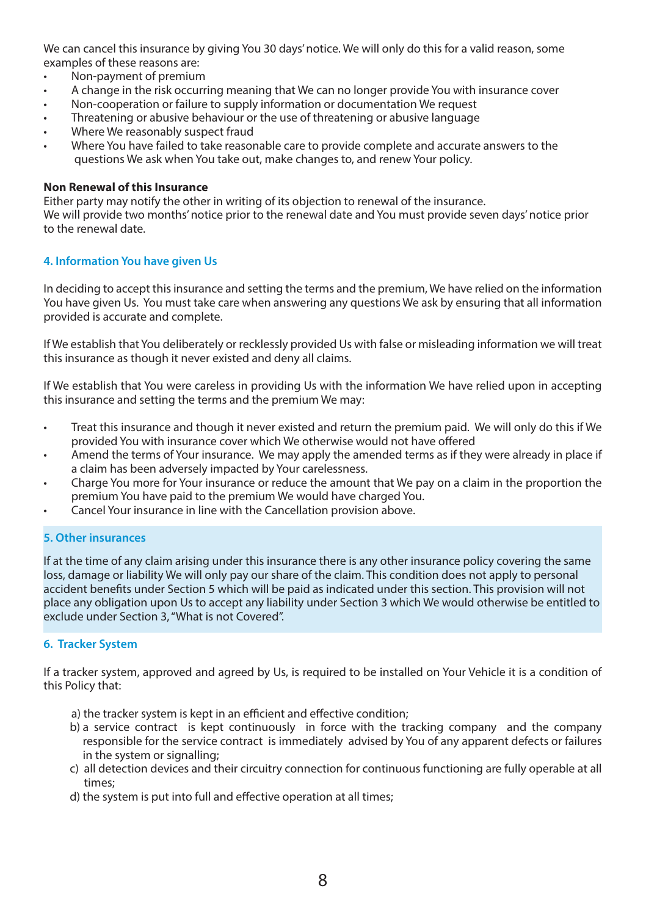We can cancel this insurance by giving You 30 days' notice. We will only do this for a valid reason, some examples of these reasons are:

- Non-payment of premium
- A change in the risk occurring meaning that We can no longer provide You with insurance cover
- Non-cooperation or failure to supply information or documentation We request
- Threatening or abusive behaviour or the use of threatening or abusive language
- Where We reasonably suspect fraud
- Where You have failed to take reasonable care to provide complete and accurate answers to the questions We ask when You take out, make changes to, and renew Your policy.

**Non Renewal of this Insurance**

Either party may notify the other in writing of its objection to renewal of the insurance.
We will provide two months' notice prior to the renewal date and You must provide seven days' notice prior to the renewal date.

## 4. Information You have given Us

In deciding to accept this insurance and setting the terms and the premium, We have relied on the information You have given Us. You must take care when answering any questions We ask by ensuring that all information provided is accurate and complete.

If We establish that You deliberately or recklessly provided Us with false or misleading information we will treat this insurance as though it never existed and deny all claims.

If We establish that You were careless in providing Us with the information We have relied upon in accepting this insurance and setting the terms and the premium We may:

- Treat this insurance and though it never existed and return the premium paid. We will only do this if We provided You with insurance cover which We otherwise would not have offered
- Amend the terms of Your insurance. We may apply the amended terms as if they were already in place if a claim has been adversely impacted by Your carelessness.
- Charge You more for Your insurance or reduce the amount that We pay on a claim in the proportion the premium You have paid to the premium We would have charged You.
- Cancel Your insurance in line with the Cancellation provision above.

## 5. Other insurances

If at the time of any claim arising under this insurance there is any other insurance policy covering the same loss, damage or liability We will only pay our share of the claim. This condition does not apply to personal accident benefits under Section 5 which will be paid as indicated under this section. This provision will not place any obligation upon Us to accept any liability under Section 3 which We would otherwise be entitled to exclude under Section 3, "What is not Covered".

## 6. Tracker System

If a tracker system, approved and agreed by Us, is required to be installed on Your Vehicle it is a condition of this Policy that:

a) the tracker system is kept in an efficient and effective condition;
b) a service contract is kept continuously in force with the tracking company and the company responsible for the service contract is immediately advised by You of any apparent defects or failures in the system or signalling;
c) all detection devices and their circuitry connection for continuous functioning are fully operable at all times;
d) the system is put into full and effective operation at all times;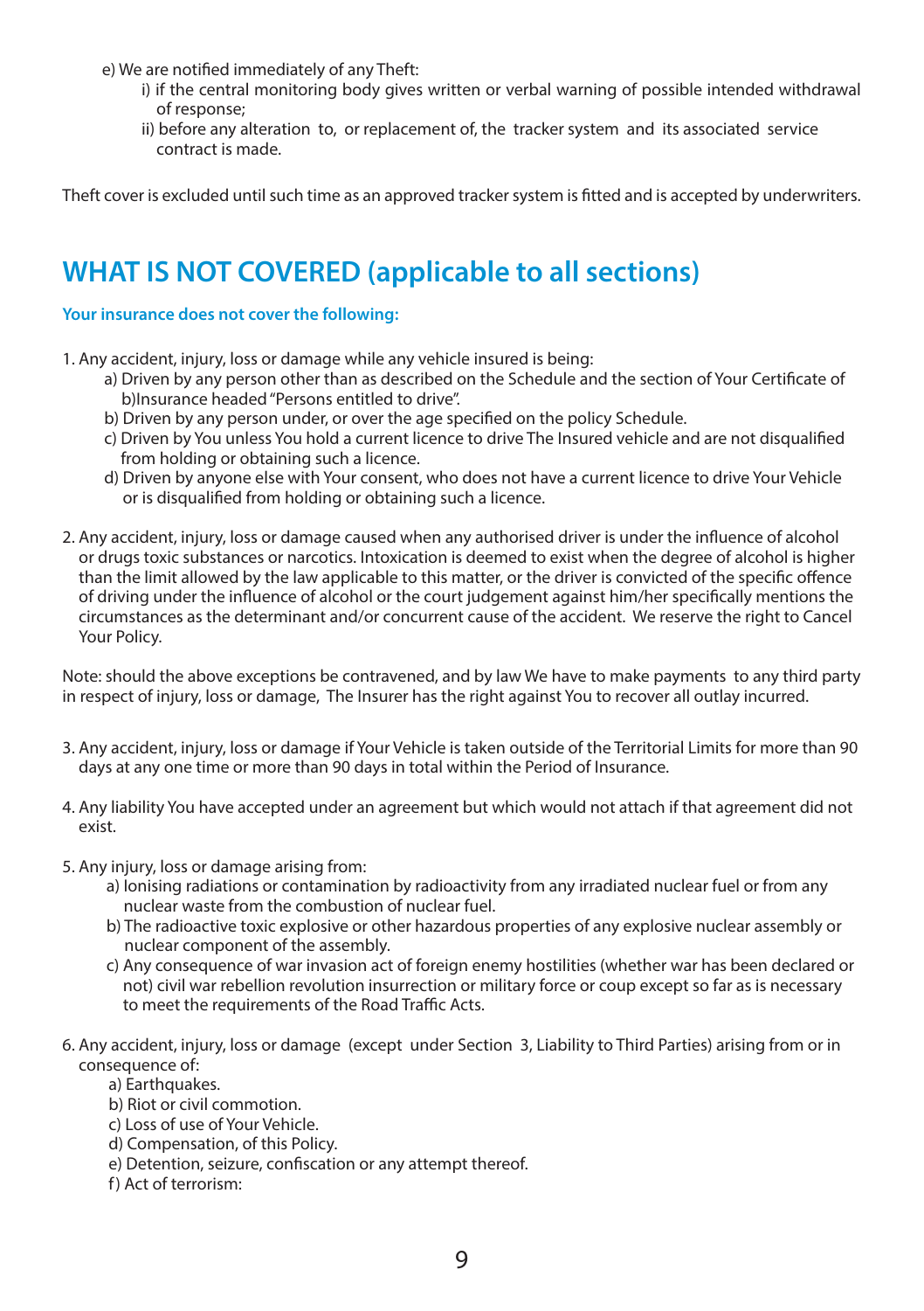e) We are notified immediately of any Theft:
   i) if the central monitoring body gives written or verbal warning of possible intended withdrawal of response;
   ii) before any alteration to, or replacement of, the tracker system and its associated service contract is made.

Theft cover is excluded until such time as an approved tracker system is fitted and is accepted by underwriters.

## WHAT IS NOT COVERED (applicable to all sections)

**Your insurance does not cover the following:**

1. Any accident, injury, loss or damage while any vehicle insured is being:
   a) Driven by any person other than as described on the Schedule and the section of Your Certificate of b)Insurance headed "Persons entitled to drive".
   b) Driven by any person under, or over the age specified on the policy Schedule.
   c) Driven by You unless You hold a current licence to drive The Insured vehicle and are not disqualified from holding or obtaining such a licence.
   d) Driven by anyone else with Your consent, who does not have a current licence to drive Your Vehicle or is disqualified from holding or obtaining such a licence.

2. Any accident, injury, loss or damage caused when any authorised driver is under the influence of alcohol or drugs toxic substances or narcotics. Intoxication is deemed to exist when the degree of alcohol is higher than the limit allowed by the law applicable to this matter, or the driver is convicted of the specific offence of driving under the influence of alcohol or the court judgement against him/her specifically mentions the circumstances as the determinant and/or concurrent cause of the accident. We reserve the right to Cancel Your Policy.

Note: should the above exceptions be contravened, and by law We have to make payments to any third party in respect of injury, loss or damage, The Insurer has the right against You to recover all outlay incurred.

3. Any accident, injury, loss or damage if Your Vehicle is taken outside of the Territorial Limits for more than 90 days at any one time or more than 90 days in total within the Period of Insurance.

4. Any liability You have accepted under an agreement but which would not attach if that agreement did not exist.

5. Any injury, loss or damage arising from:
   a) Ionising radiations or contamination by radioactivity from any irradiated nuclear fuel or from any nuclear waste from the combustion of nuclear fuel.
   b) The radioactive toxic explosive or other hazardous properties of any explosive nuclear assembly or nuclear component of the assembly.
   c) Any consequence of war invasion act of foreign enemy hostilities (whether war has been declared or not) civil war rebellion revolution insurrection or military force or coup except so far as is necessary to meet the requirements of the Road Traffic Acts.

6. Any accident, injury, loss or damage (except under Section 3, Liability to Third Parties) arising from or in consequence of:
   a) Earthquakes.
   b) Riot or civil commotion.
   c) Loss of use of Your Vehicle.
   d) Compensation, of this Policy.
   e) Detention, seizure, confiscation or any attempt thereof.
   f) Act of terrorism: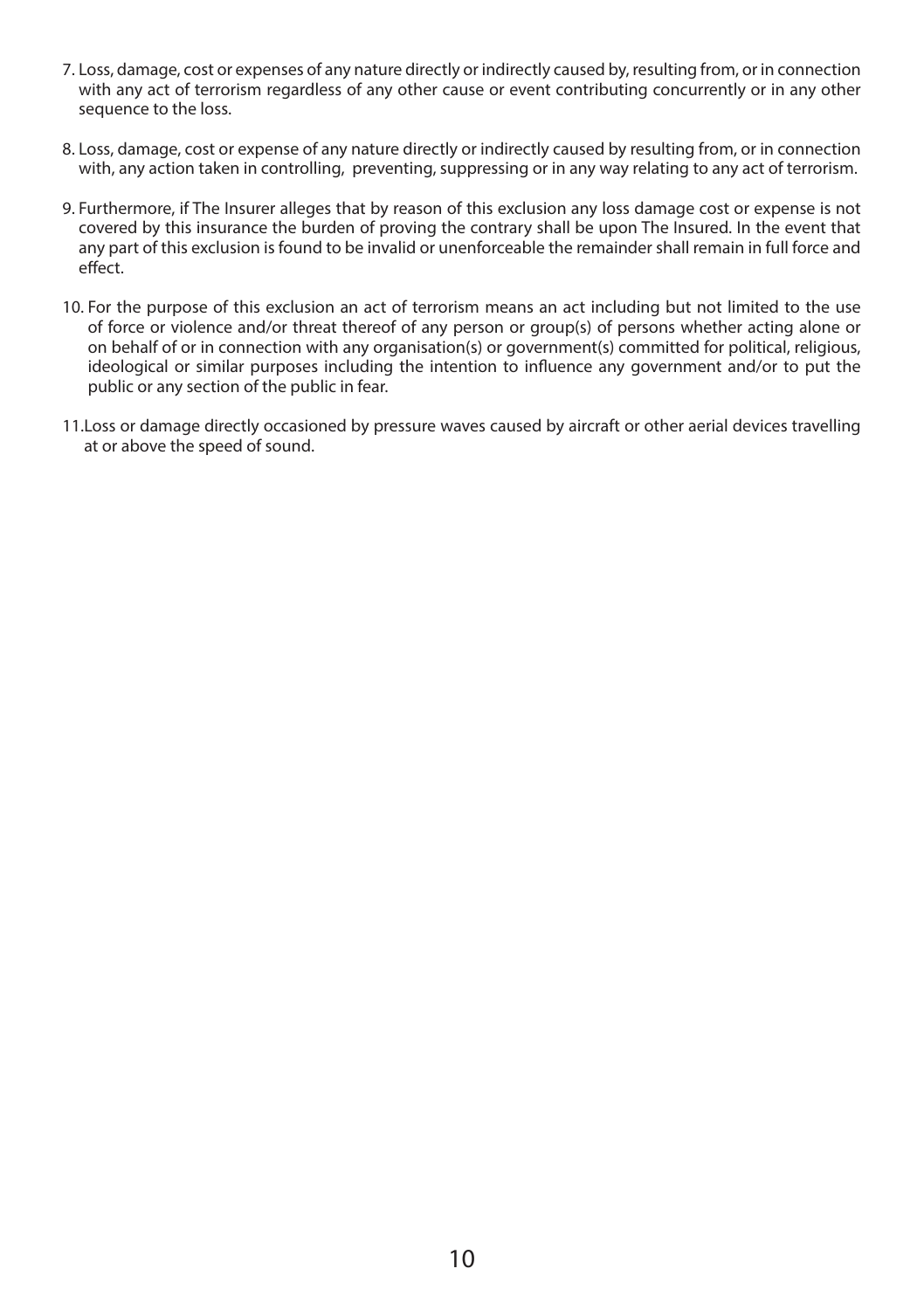7. Loss, damage, cost or expenses of any nature directly or indirectly caused by, resulting from, or in connection with any act of terrorism regardless of any other cause or event contributing concurrently or in any other sequence to the loss.

8. Loss, damage, cost or expense of any nature directly or indirectly caused by resulting from, or in connection with, any action taken in controlling, preventing, suppressing or in any way relating to any act of terrorism.

9. Furthermore, if The Insurer alleges that by reason of this exclusion any loss damage cost or expense is not covered by this insurance the burden of proving the contrary shall be upon The Insured. In the event that any part of this exclusion is found to be invalid or unenforceable the remainder shall remain in full force and effect.

10. For the purpose of this exclusion an act of terrorism means an act including but not limited to the use of force or violence and/or threat thereof of any person or group(s) of persons whether acting alone or on behalf of or in connection with any organisation(s) or government(s) committed for political, religious, ideological or similar purposes including the intention to influence any government and/or to put the public or any section of the public in fear.

11. Loss or damage directly occasioned by pressure waves caused by aircraft or other aerial devices travelling at or above the speed of sound.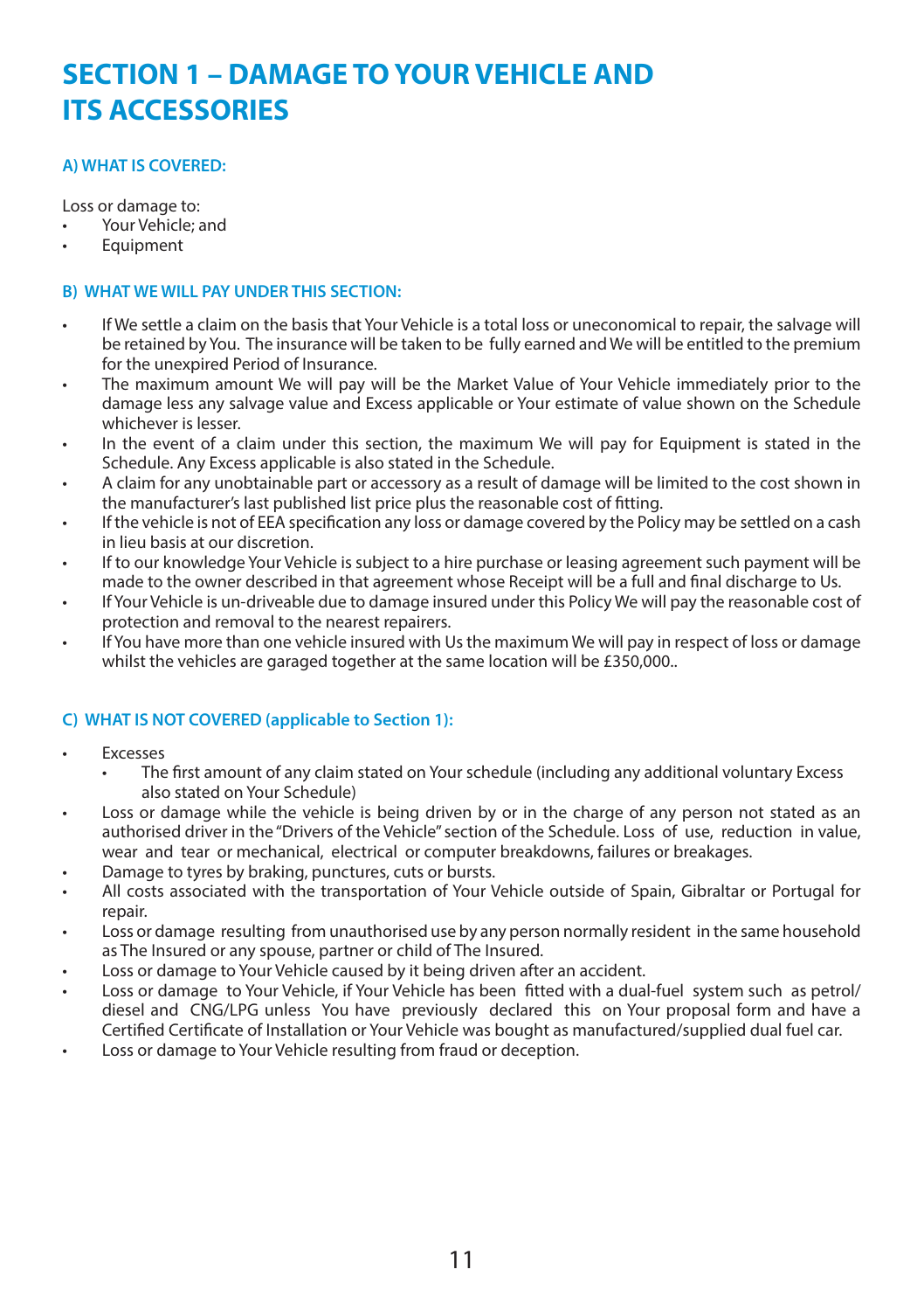# SECTION 1 – DAMAGE TO YOUR VEHICLE AND ITS ACCESSORIES

### A) WHAT IS COVERED:

Loss or damage to:

- Your Vehicle; and
- Equipment

### B) WHAT WE WILL PAY UNDER THIS SECTION:

- If We settle a claim on the basis that Your Vehicle is a total loss or uneconomical to repair, the salvage will be retained by You. The insurance will be taken to be fully earned and We will be entitled to the premium for the unexpired Period of Insurance.
- The maximum amount We will pay will be the Market Value of Your Vehicle immediately prior to the damage less any salvage value and Excess applicable or Your estimate of value shown on the Schedule whichever is lesser.
- In the event of a claim under this section, the maximum We will pay for Equipment is stated in the Schedule. Any Excess applicable is also stated in the Schedule.
- A claim for any unobtainable part or accessory as a result of damage will be limited to the cost shown in the manufacturer's last published list price plus the reasonable cost of fitting.
- If the vehicle is not of EEA specification any loss or damage covered by the Policy may be settled on a cash in lieu basis at our discretion.
- If to our knowledge Your Vehicle is subject to a hire purchase or leasing agreement such payment will be made to the owner described in that agreement whose Receipt will be a full and final discharge to Us.
- If Your Vehicle is un-driveable due to damage insured under this Policy We will pay the reasonable cost of protection and removal to the nearest repairers.
- If You have more than one vehicle insured with Us the maximum We will pay in respect of loss or damage whilst the vehicles are garaged together at the same location will be £350,000..

### C) WHAT IS NOT COVERED (applicable to Section 1):

- Excesses
  - The first amount of any claim stated on Your schedule (including any additional voluntary Excess also stated on Your Schedule)
- Loss or damage while the vehicle is being driven by or in the charge of any person not stated as an authorised driver in the "Drivers of the Vehicle" section of the Schedule. Loss of use, reduction in value, wear and tear or mechanical, electrical or computer breakdowns, failures or breakages.
- Damage to tyres by braking, punctures, cuts or bursts.
- All costs associated with the transportation of Your Vehicle outside of Spain, Gibraltar or Portugal for repair.
- Loss or damage resulting from unauthorised use by any person normally resident in the same household as The Insured or any spouse, partner or child of The Insured.
- Loss or damage to Your Vehicle caused by it being driven after an accident.
- Loss or damage to Your Vehicle, if Your Vehicle has been fitted with a dual-fuel system such as petrol/diesel and CNG/LPG unless You have previously declared this on Your proposal form and have a Certified Certificate of Installation or Your Vehicle was bought as manufactured/supplied dual fuel car.
- Loss or damage to Your Vehicle resulting from fraud or deception.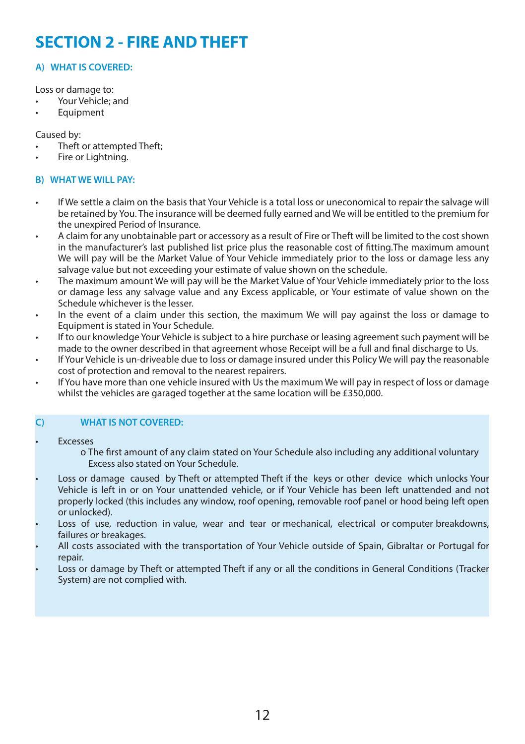# SECTION 2 - FIRE AND THEFT

### A) WHAT IS COVERED:

Loss or damage to:

- Your Vehicle; and
- Equipment

Caused by:

- Theft or attempted Theft;
- Fire or Lightning.

### B) WHAT WE WILL PAY:

- If We settle a claim on the basis that Your Vehicle is a total loss or uneconomical to repair the salvage will be retained by You. The insurance will be deemed fully earned and We will be entitled to the premium for the unexpired Period of Insurance.
- A claim for any unobtainable part or accessory as a result of Fire or Theft will be limited to the cost shown in the manufacturer's last published list price plus the reasonable cost of fitting.The maximum amount We will pay will be the Market Value of Your Vehicle immediately prior to the loss or damage less any salvage value but not exceeding your estimate of value shown on the schedule.
- The maximum amount We will pay will be the Market Value of Your Vehicle immediately prior to the loss or damage less any salvage value and any Excess applicable, or Your estimate of value shown on the Schedule whichever is the lesser.
- In the event of a claim under this section, the maximum We will pay against the loss or damage to Equipment is stated in Your Schedule.
- If to our knowledge Your Vehicle is subject to a hire purchase or leasing agreement such payment will be made to the owner described in that agreement whose Receipt will be a full and final discharge to Us.
- If Your Vehicle is un-driveable due to loss or damage insured under this Policy We will pay the reasonable cost of protection and removal to the nearest repairers.
- If You have more than one vehicle insured with Us the maximum We will pay in respect of loss or damage whilst the vehicles are garaged together at the same location will be £350,000.

### C) WHAT IS NOT COVERED:

- Excesses
  - o The first amount of any claim stated on Your Schedule also including any additional voluntary Excess also stated on Your Schedule.
- Loss or damage caused by Theft or attempted Theft if the keys or other device which unlocks Your Vehicle is left in or on Your unattended vehicle, or if Your Vehicle has been left unattended and not properly locked (this includes any window, roof opening, removable roof panel or hood being left open or unlocked).
- Loss of use, reduction in value, wear and tear or mechanical, electrical or computer breakdowns, failures or breakages.
- All costs associated with the transportation of Your Vehicle outside of Spain, Gibraltar or Portugal for repair.
- Loss or damage by Theft or attempted Theft if any or all the conditions in General Conditions (Tracker System) are not complied with.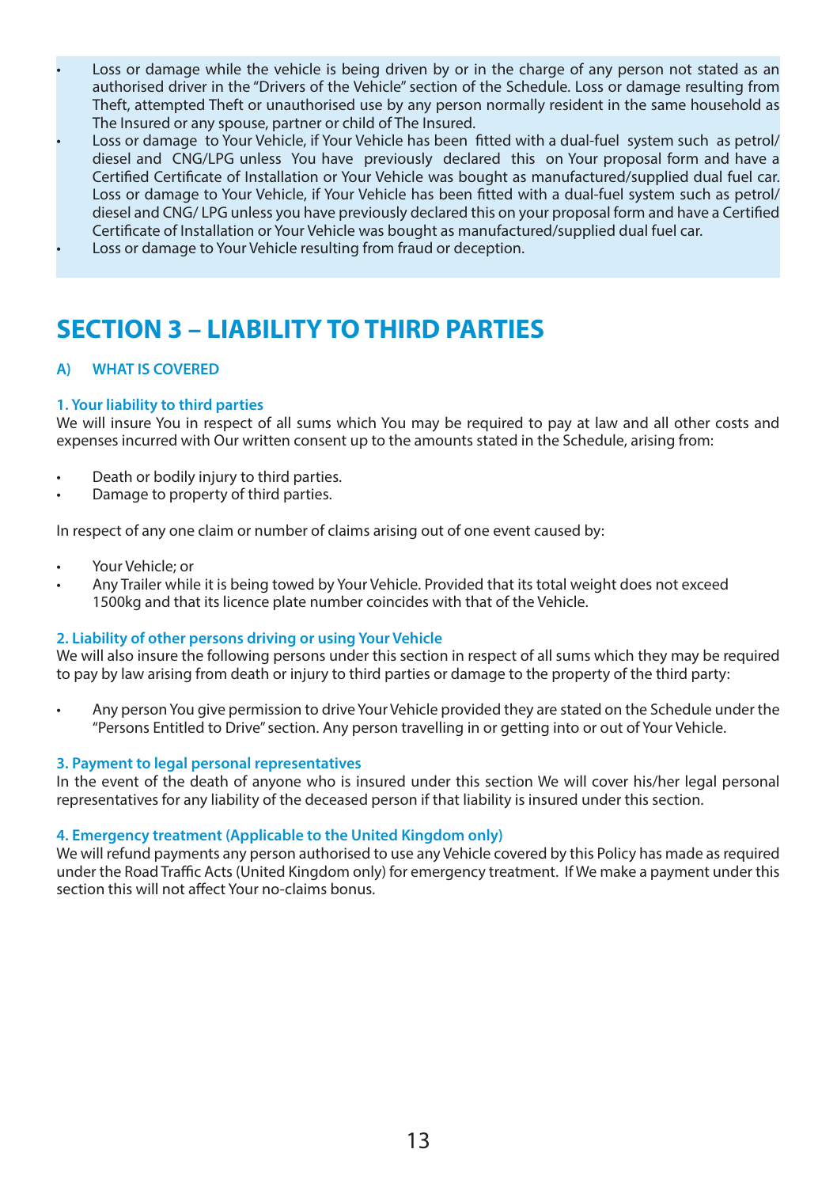- Loss or damage while the vehicle is being driven by or in the charge of any person not stated as an authorised driver in the "Drivers of the Vehicle" section of the Schedule. Loss or damage resulting from Theft, attempted Theft or unauthorised use by any person normally resident in the same household as The Insured or any spouse, partner or child of The Insured.
- Loss or damage to Your Vehicle, if Your Vehicle has been fitted with a dual-fuel system such as petrol/ diesel and CNG/LPG unless You have previously declared this on Your proposal form and have a Certified Certificate of Installation or Your Vehicle was bought as manufactured/supplied dual fuel car. Loss or damage to Your Vehicle, if Your Vehicle has been fitted with a dual-fuel system such as petrol/ diesel and CNG/ LPG unless you have previously declared this on your proposal form and have a Certified Certificate of Installation or Your Vehicle was bought as manufactured/supplied dual fuel car.
- Loss or damage to Your Vehicle resulting from fraud or deception.

# SECTION 3 – LIABILITY TO THIRD PARTIES

## A) WHAT IS COVERED

### 1. Your liability to third parties

We will insure You in respect of all sums which You may be required to pay at law and all other costs and expenses incurred with Our written consent up to the amounts stated in the Schedule, arising from:

- Death or bodily injury to third parties.
- Damage to property of third parties.

In respect of any one claim or number of claims arising out of one event caused by:

- Your Vehicle; or
- Any Trailer while it is being towed by Your Vehicle. Provided that its total weight does not exceed 1500kg and that its licence plate number coincides with that of the Vehicle.

### 2. Liability of other persons driving or using Your Vehicle

We will also insure the following persons under this section in respect of all sums which they may be required to pay by law arising from death or injury to third parties or damage to the property of the third party:

- Any person You give permission to drive Your Vehicle provided they are stated on the Schedule under the "Persons Entitled to Drive" section. Any person travelling in or getting into or out of Your Vehicle.

### 3. Payment to legal personal representatives

In the event of the death of anyone who is insured under this section We will cover his/her legal personal representatives for any liability of the deceased person if that liability is insured under this section.

### 4. Emergency treatment (Applicable to the United Kingdom only)

We will refund payments any person authorised to use any Vehicle covered by this Policy has made as required under the Road Traffic Acts (United Kingdom only) for emergency treatment. If We make a payment under this section this will not affect Your no-claims bonus.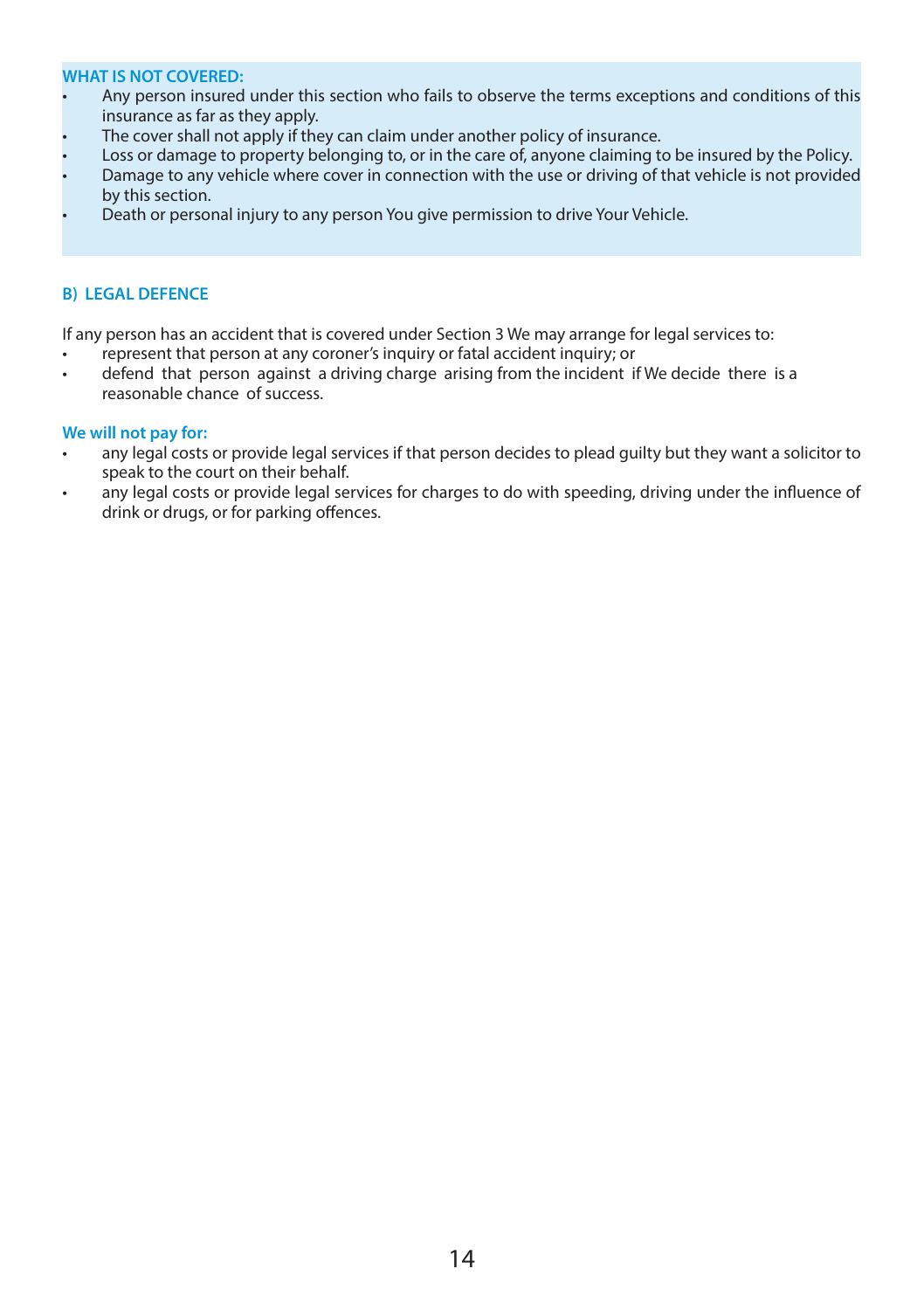**WHAT IS NOT COVERED:**

- Any person insured under this section who fails to observe the terms exceptions and conditions of this insurance as far as they apply.
- The cover shall not apply if they can claim under another policy of insurance.
- Loss or damage to property belonging to, or in the care of, anyone claiming to be insured by the Policy.
- Damage to any vehicle where cover in connection with the use or driving of that vehicle is not provided by this section.
- Death or personal injury to any person You give permission to drive Your Vehicle.

### B) LEGAL DEFENCE

If any person has an accident that is covered under Section 3 We may arrange for legal services to:

- represent that person at any coroner's inquiry or fatal accident inquiry; or
- defend that person against a driving charge arising from the incident if We decide there is a reasonable chance of success.

**We will not pay for:**

- any legal costs or provide legal services if that person decides to plead guilty but they want a solicitor to speak to the court on their behalf.
- any legal costs or provide legal services for charges to do with speeding, driving under the influence of drink or drugs, or for parking offences.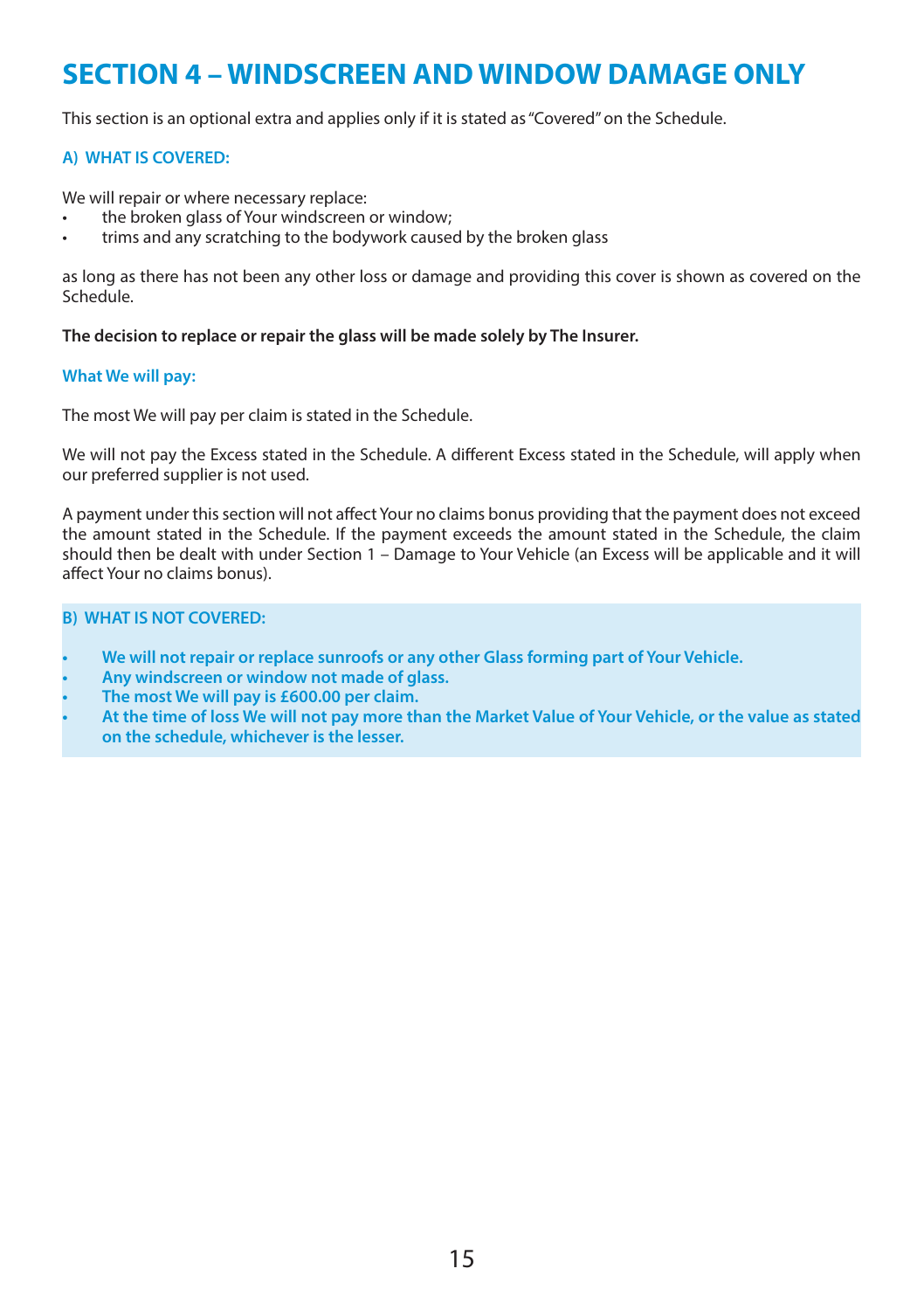# SECTION 4 – WINDSCREEN AND WINDOW DAMAGE ONLY

This section is an optional extra and applies only if it is stated as "Covered" on the Schedule.

### A) WHAT IS COVERED:

We will repair or where necessary replace:

- the broken glass of Your windscreen or window;
- trims and any scratching to the bodywork caused by the broken glass

as long as there has not been any other loss or damage and providing this cover is shown as covered on the Schedule.

**The decision to replace or repair the glass will be made solely by The Insurer.**

### What We will pay:

The most We will pay per claim is stated in the Schedule.

We will not pay the Excess stated in the Schedule. A different Excess stated in the Schedule, will apply when our preferred supplier is not used.

A payment under this section will not affect Your no claims bonus providing that the payment does not exceed the amount stated in the Schedule. If the payment exceeds the amount stated in the Schedule, the claim should then be dealt with under Section 1 – Damage to Your Vehicle (an Excess will be applicable and it will affect Your no claims bonus).

### B) WHAT IS NOT COVERED:

- **We will not repair or replace sunroofs or any other Glass forming part of Your Vehicle.**
- **Any windscreen or window not made of glass.**
- **The most We will pay is £600.00 per claim.**
- **At the time of loss We will not pay more than the Market Value of Your Vehicle, or the value as stated on the schedule, whichever is the lesser.**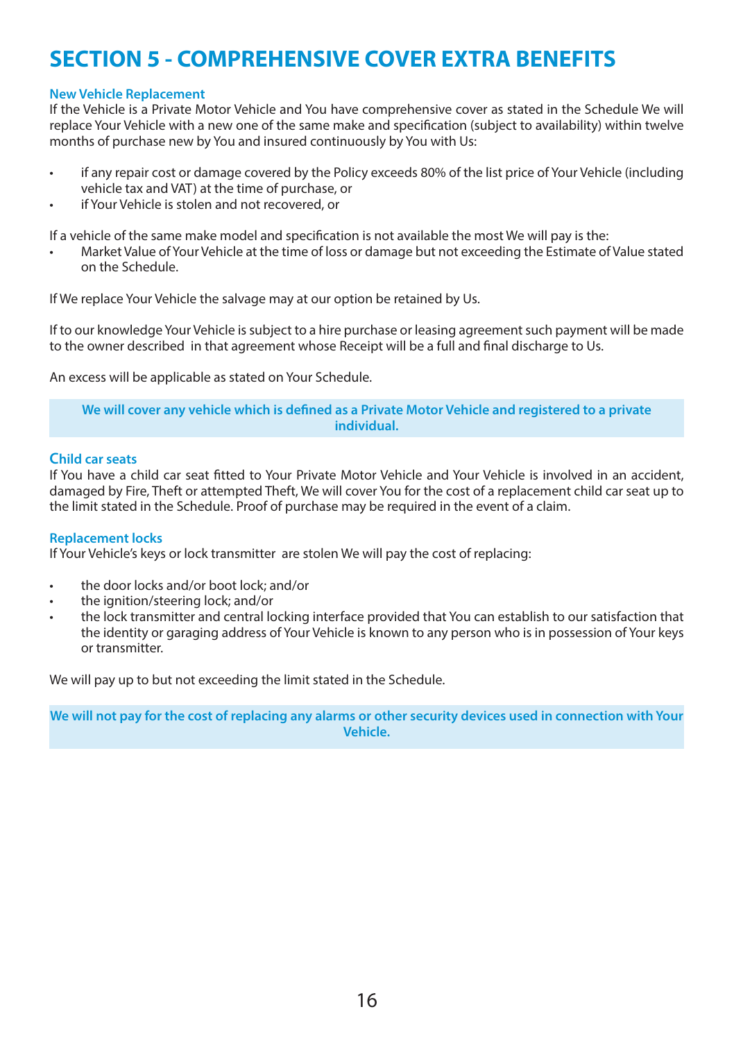# SECTION 5 - COMPREHENSIVE COVER EXTRA BENEFITS

### New Vehicle Replacement

If the Vehicle is a Private Motor Vehicle and You have comprehensive cover as stated in the Schedule We will replace Your Vehicle with a new one of the same make and specification (subject to availability) within twelve months of purchase new by You and insured continuously by You with Us:

- if any repair cost or damage covered by the Policy exceeds 80% of the list price of Your Vehicle (including vehicle tax and VAT) at the time of purchase, or
- if Your Vehicle is stolen and not recovered, or

If a vehicle of the same make model and specification is not available the most We will pay is the:

- Market Value of Your Vehicle at the time of loss or damage but not exceeding the Estimate of Value stated on the Schedule.

If We replace Your Vehicle the salvage may at our option be retained by Us.

If to our knowledge Your Vehicle is subject to a hire purchase or leasing agreement such payment will be made to the owner described in that agreement whose Receipt will be a full and final discharge to Us.

An excess will be applicable as stated on Your Schedule.

**We will cover any vehicle which is defined as a Private Motor Vehicle and registered to a private individual.**

### Child car seats

If You have a child car seat fitted to Your Private Motor Vehicle and Your Vehicle is involved in an accident, damaged by Fire, Theft or attempted Theft, We will cover You for the cost of a replacement child car seat up to the limit stated in the Schedule. Proof of purchase may be required in the event of a claim.

### Replacement locks

If Your Vehicle's keys or lock transmitter are stolen We will pay the cost of replacing:

- the door locks and/or boot lock; and/or
- the ignition/steering lock; and/or
- the lock transmitter and central locking interface provided that You can establish to our satisfaction that the identity or garaging address of Your Vehicle is known to any person who is in possession of Your keys or transmitter.

We will pay up to but not exceeding the limit stated in the Schedule.

**We will not pay for the cost of replacing any alarms or other security devices used in connection with Your Vehicle.**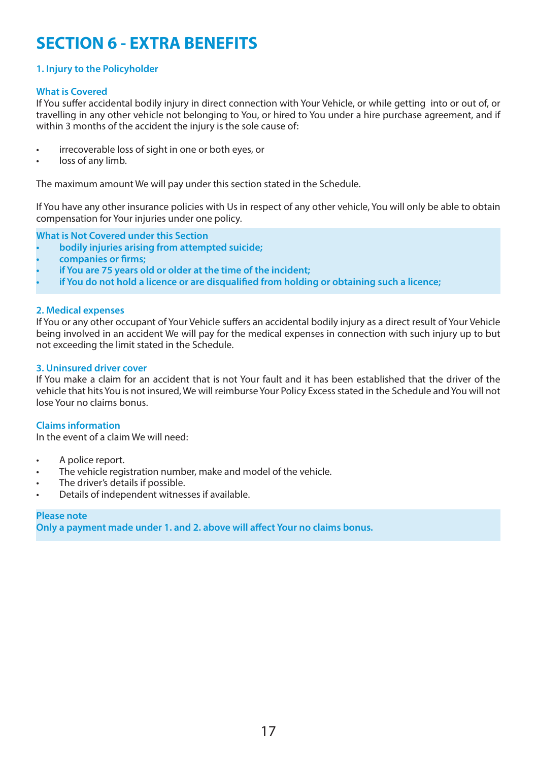# SECTION 6 - EXTRA BENEFITS

### 1. Injury to the Policyholder

**What is Covered**

If You suffer accidental bodily injury in direct connection with Your Vehicle, or while getting into or out of, or travelling in any other vehicle not belonging to You, or hired to You under a hire purchase agreement, and if within 3 months of the accident the injury is the sole cause of:

- irrecoverable loss of sight in one or both eyes, or
- loss of any limb.

The maximum amount We will pay under this section stated in the Schedule.

If You have any other insurance policies with Us in respect of any other vehicle, You will only be able to obtain compensation for Your injuries under one policy.

**What is Not Covered under this Section**

- **bodily injuries arising from attempted suicide;**
- **companies or firms;**
- **if You are 75 years old or older at the time of the incident;**
- **if You do not hold a licence or are disqualified from holding or obtaining such a licence;**

### 2. Medical expenses

If You or any other occupant of Your Vehicle suffers an accidental bodily injury as a direct result of Your Vehicle being involved in an accident We will pay for the medical expenses in connection with such injury up to but not exceeding the limit stated in the Schedule.

### 3. Uninsured driver cover

If You make a claim for an accident that is not Your fault and it has been established that the driver of the vehicle that hits You is not insured, We will reimburse Your Policy Excess stated in the Schedule and You will not lose Your no claims bonus.

**Claims information**

In the event of a claim We will need:

- A police report.
- The vehicle registration number, make and model of the vehicle.
- The driver's details if possible.
- Details of independent witnesses if available.

**Please note**

**Only a payment made under 1. and 2. above will affect Your no claims bonus.**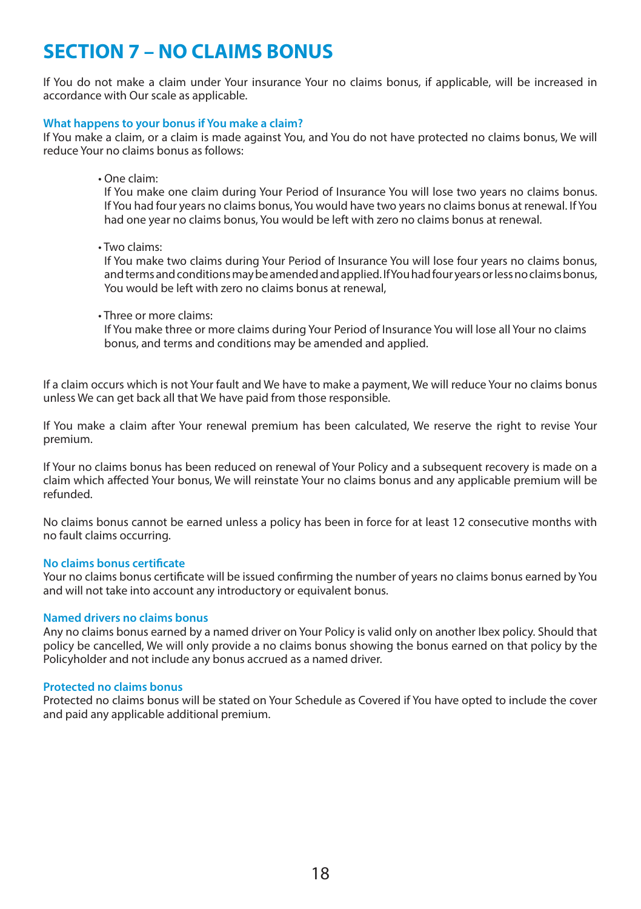# SECTION 7 – NO CLAIMS BONUS

If You do not make a claim under Your insurance Your no claims bonus, if applicable, will be increased in accordance with Our scale as applicable.

### What happens to your bonus if You make a claim?

If You make a claim, or a claim is made against You, and You do not have protected no claims bonus, We will reduce Your no claims bonus as follows:

- One claim:
  If You make one claim during Your Period of Insurance You will lose two years no claims bonus. If You had four years no claims bonus, You would have two years no claims bonus at renewal. If You had one year no claims bonus, You would be left with zero no claims bonus at renewal.

- Two claims:
  If You make two claims during Your Period of Insurance You will lose four years no claims bonus, and terms and conditions may be amended and applied. If You had four years or less no claims bonus, You would be left with zero no claims bonus at renewal,

- Three or more claims:
  If You make three or more claims during Your Period of Insurance You will lose all Your no claims bonus, and terms and conditions may be amended and applied.

If a claim occurs which is not Your fault and We have to make a payment, We will reduce Your no claims bonus unless We can get back all that We have paid from those responsible.

If You make a claim after Your renewal premium has been calculated, We reserve the right to revise Your premium.

If Your no claims bonus has been reduced on renewal of Your Policy and a subsequent recovery is made on a claim which affected Your bonus, We will reinstate Your no claims bonus and any applicable premium will be refunded.

No claims bonus cannot be earned unless a policy has been in force for at least 12 consecutive months with no fault claims occurring.

### No claims bonus certificate

Your no claims bonus certificate will be issued confirming the number of years no claims bonus earned by You and will not take into account any introductory or equivalent bonus.

### Named drivers no claims bonus

Any no claims bonus earned by a named driver on Your Policy is valid only on another Ibex policy. Should that policy be cancelled, We will only provide a no claims bonus showing the bonus earned on that policy by the Policyholder and not include any bonus accrued as a named driver.

### Protected no claims bonus

Protected no claims bonus will be stated on Your Schedule as Covered if You have opted to include the cover and paid any applicable additional premium.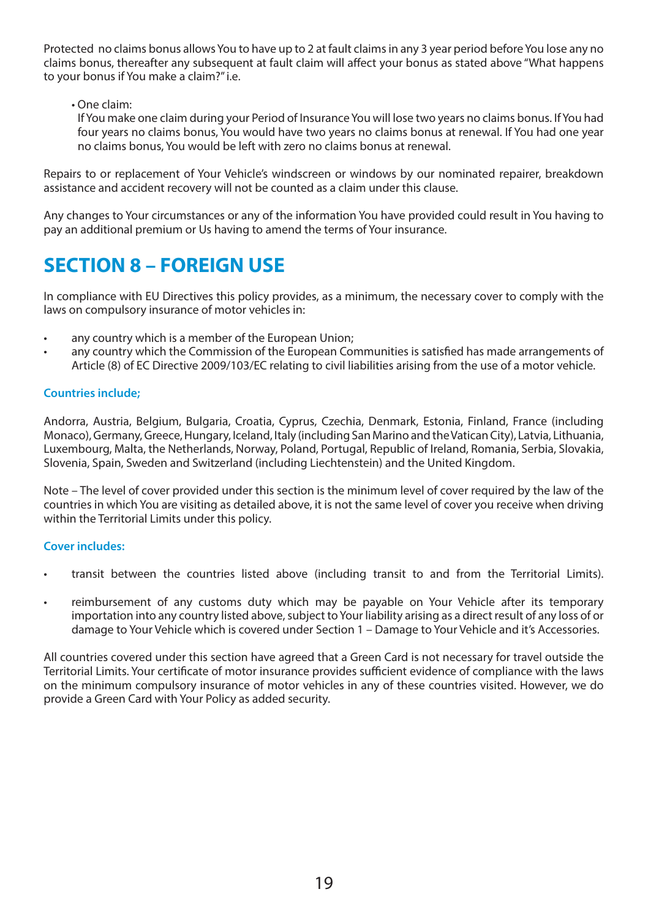Protected no claims bonus allows You to have up to 2 at fault claims in any 3 year period before You lose any no claims bonus, thereafter any subsequent at fault claim will affect your bonus as stated above "What happens to your bonus if You make a claim?" i.e.

- One claim:
  If You make one claim during your Period of Insurance You will lose two years no claims bonus. If You had four years no claims bonus, You would have two years no claims bonus at renewal. If You had one year no claims bonus, You would be left with zero no claims bonus at renewal.

Repairs to or replacement of Your Vehicle's windscreen or windows by our nominated repairer, breakdown assistance and accident recovery will not be counted as a claim under this clause.

Any changes to Your circumstances or any of the information You have provided could result in You having to pay an additional premium or Us having to amend the terms of Your insurance.

## SECTION 8 – FOREIGN USE

In compliance with EU Directives this policy provides, as a minimum, the necessary cover to comply with the laws on compulsory insurance of motor vehicles in:

- any country which is a member of the European Union;
- any country which the Commission of the European Communities is satisfied has made arrangements of Article (8) of EC Directive 2009/103/EC relating to civil liabilities arising from the use of a motor vehicle.

### Countries include;

Andorra, Austria, Belgium, Bulgaria, Croatia, Cyprus, Czechia, Denmark, Estonia, Finland, France (including Monaco), Germany, Greece, Hungary, Iceland, Italy (including San Marino and the Vatican City), Latvia, Lithuania, Luxembourg, Malta, the Netherlands, Norway, Poland, Portugal, Republic of Ireland, Romania, Serbia, Slovakia, Slovenia, Spain, Sweden and Switzerland (including Liechtenstein) and the United Kingdom.

Note – The level of cover provided under this section is the minimum level of cover required by the law of the countries in which You are visiting as detailed above, it is not the same level of cover you receive when driving within the Territorial Limits under this policy.

### Cover includes:

- transit between the countries listed above (including transit to and from the Territorial Limits).
- reimbursement of any customs duty which may be payable on Your Vehicle after its temporary importation into any country listed above, subject to Your liability arising as a direct result of any loss of or damage to Your Vehicle which is covered under Section 1 – Damage to Your Vehicle and it's Accessories.

All countries covered under this section have agreed that a Green Card is not necessary for travel outside the Territorial Limits. Your certificate of motor insurance provides sufficient evidence of compliance with the laws on the minimum compulsory insurance of motor vehicles in any of these countries visited. However, we do provide a Green Card with Your Policy as added security.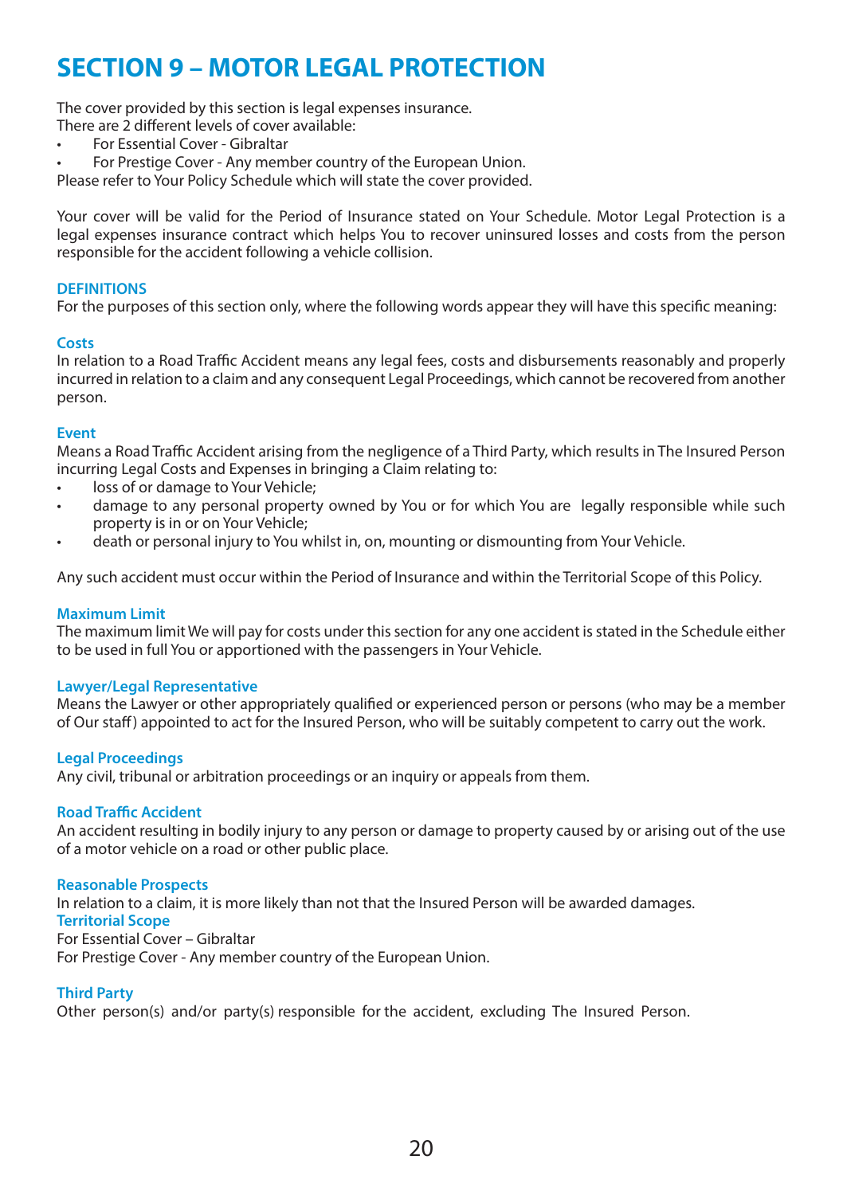# SECTION 9 – MOTOR LEGAL PROTECTION

The cover provided by this section is legal expenses insurance.
There are 2 different levels of cover available:

- For Essential Cover - Gibraltar
- For Prestige Cover - Any member country of the European Union.

Please refer to Your Policy Schedule which will state the cover provided.

Your cover will be valid for the Period of Insurance stated on Your Schedule. Motor Legal Protection is a legal expenses insurance contract which helps You to recover uninsured losses and costs from the person responsible for the accident following a vehicle collision.

### DEFINITIONS

For the purposes of this section only, where the following words appear they will have this specific meaning:

**Costs**
In relation to a Road Traffic Accident means any legal fees, costs and disbursements reasonably and properly incurred in relation to a claim and any consequent Legal Proceedings, which cannot be recovered from another person.

**Event**
Means a Road Traffic Accident arising from the negligence of a Third Party, which results in The Insured Person incurring Legal Costs and Expenses in bringing a Claim relating to:

- loss of or damage to Your Vehicle;
- damage to any personal property owned by You or for which You are legally responsible while such property is in or on Your Vehicle;
- death or personal injury to You whilst in, on, mounting or dismounting from Your Vehicle.

Any such accident must occur within the Period of Insurance and within the Territorial Scope of this Policy.

**Maximum Limit**
The maximum limit We will pay for costs under this section for any one accident is stated in the Schedule either to be used in full You or apportioned with the passengers in Your Vehicle.

**Lawyer/Legal Representative**
Means the Lawyer or other appropriately qualified or experienced person or persons (who may be a member of Our staff) appointed to act for the Insured Person, who will be suitably competent to carry out the work.

**Legal Proceedings**
Any civil, tribunal or arbitration proceedings or an inquiry or appeals from them.

**Road Traffic Accident**
An accident resulting in bodily injury to any person or damage to property caused by or arising out of the use of a motor vehicle on a road or other public place.

**Reasonable Prospects**
In relation to a claim, it is more likely than not that the Insured Person will be awarded damages.

**Territorial Scope**
For Essential Cover – Gibraltar
For Prestige Cover - Any member country of the European Union.

**Third Party**
Other person(s) and/or party(s) responsible for the accident, excluding The Insured Person.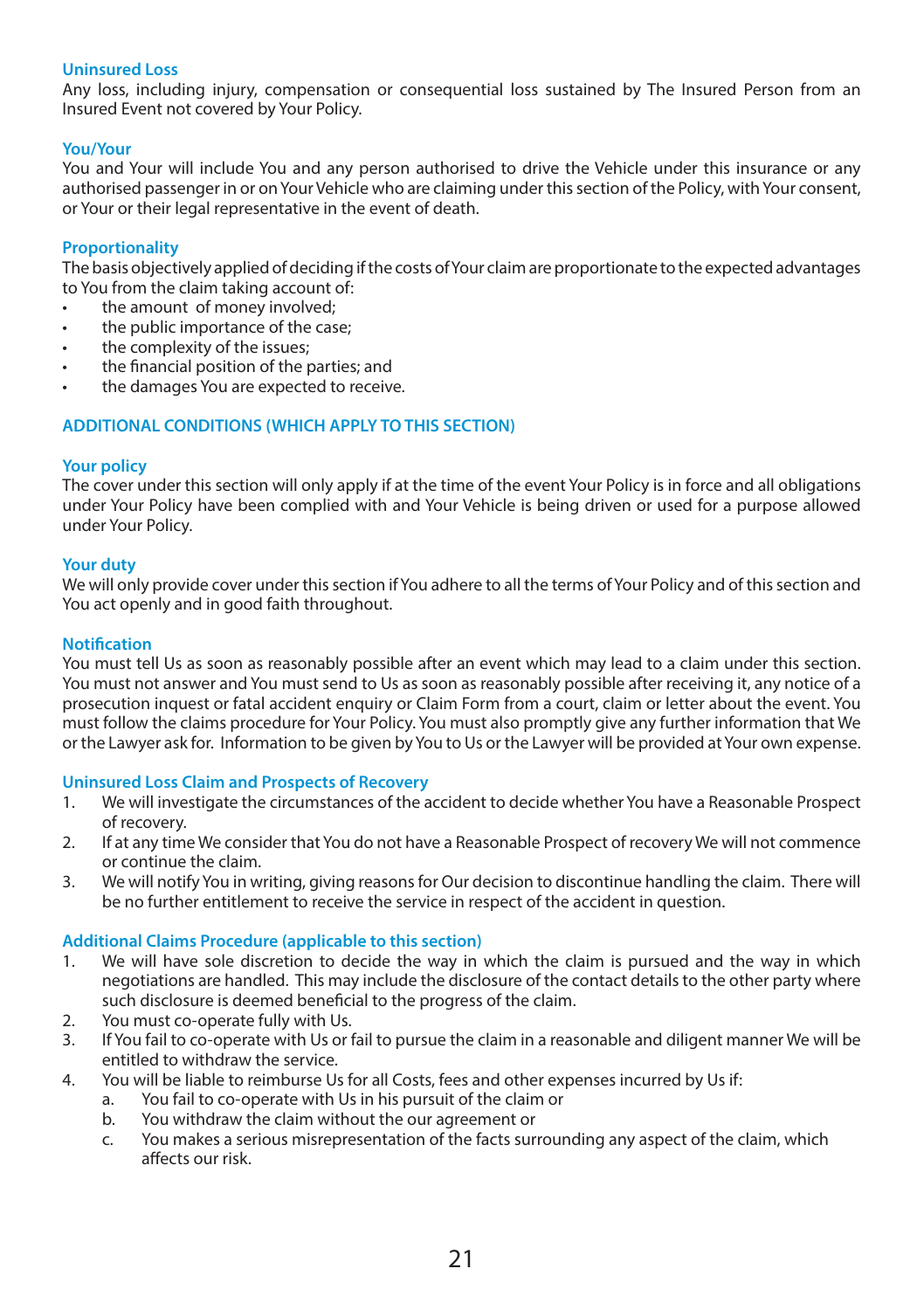### Uninsured Loss

Any loss, including injury, compensation or consequential loss sustained by The Insured Person from an Insured Event not covered by Your Policy.

### You/Your

You and Your will include You and any person authorised to drive the Vehicle under this insurance or any authorised passenger in or on Your Vehicle who are claiming under this section of the Policy, with Your consent, or Your or their legal representative in the event of death.

### Proportionality

The basis objectively applied of deciding if the costs of Your claim are proportionate to the expected advantages to You from the claim taking account of:

- the amount of money involved;
- the public importance of the case;
- the complexity of the issues;
- the financial position of the parties; and
- the damages You are expected to receive.

## ADDITIONAL CONDITIONS (WHICH APPLY TO THIS SECTION)

### Your policy

The cover under this section will only apply if at the time of the event Your Policy is in force and all obligations under Your Policy have been complied with and Your Vehicle is being driven or used for a purpose allowed under Your Policy.

### Your duty

We will only provide cover under this section if You adhere to all the terms of Your Policy and of this section and You act openly and in good faith throughout.

### Notification

You must tell Us as soon as reasonably possible after an event which may lead to a claim under this section. You must not answer and You must send to Us as soon as reasonably possible after receiving it, any notice of a prosecution inquest or fatal accident enquiry or Claim Form from a court, claim or letter about the event. You must follow the claims procedure for Your Policy. You must also promptly give any further information that We or the Lawyer ask for. Information to be given by You to Us or the Lawyer will be provided at Your own expense.

### Uninsured Loss Claim and Prospects of Recovery

1. We will investigate the circumstances of the accident to decide whether You have a Reasonable Prospect of recovery.
2. If at any time We consider that You do not have a Reasonable Prospect of recovery We will not commence or continue the claim.
3. We will notify You in writing, giving reasons for Our decision to discontinue handling the claim. There will be no further entitlement to receive the service in respect of the accident in question.

### Additional Claims Procedure (applicable to this section)

1. We will have sole discretion to decide the way in which the claim is pursued and the way in which negotiations are handled. This may include the disclosure of the contact details to the other party where such disclosure is deemed beneficial to the progress of the claim.
2. You must co-operate fully with Us.
3. If You fail to co-operate with Us or fail to pursue the claim in a reasonable and diligent manner We will be entitled to withdraw the service.
4. You will be liable to reimburse Us for all Costs, fees and other expenses incurred by Us if:
   a. You fail to co-operate with Us in his pursuit of the claim or
   b. You withdraw the claim without the our agreement or
   c. You makes a serious misrepresentation of the facts surrounding any aspect of the claim, which affects our risk.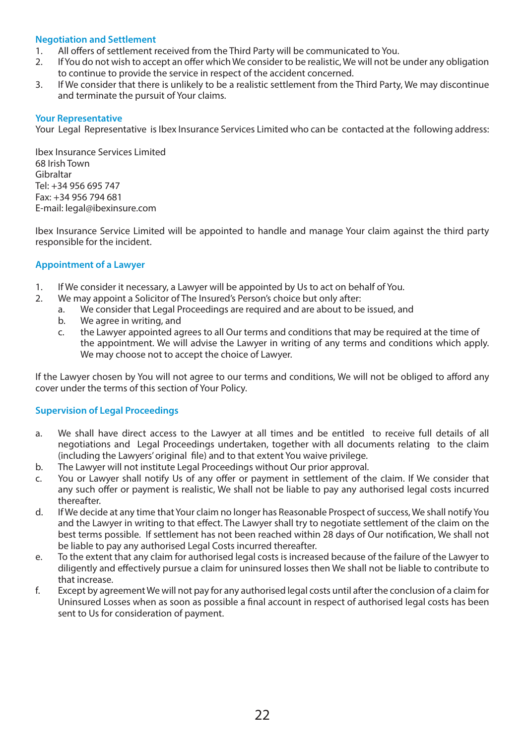## Negotiation and Settlement

1. All offers of settlement received from the Third Party will be communicated to You.
2. If You do not wish to accept an offer which We consider to be realistic, We will not be under any obligation to continue to provide the service in respect of the accident concerned.
3. If We consider that there is unlikely to be a realistic settlement from the Third Party, We may discontinue and terminate the pursuit of Your claims.

## Your Representative

Your Legal Representative is Ibex Insurance Services Limited who can be contacted at the following address:

Ibex Insurance Services Limited
68 Irish Town
Gibraltar
Tel: +34 956 695 747
Fax: +34 956 794 681
E-mail: legal@ibexinsure.com

Ibex Insurance Service Limited will be appointed to handle and manage Your claim against the third party responsible for the incident.

## Appointment of a Lawyer

1. If We consider it necessary, a Lawyer will be appointed by Us to act on behalf of You.
2. We may appoint a Solicitor of The Insured's Person's choice but only after:
   a. We consider that Legal Proceedings are required and are about to be issued, and
   b. We agree in writing, and
   c. the Lawyer appointed agrees to all Our terms and conditions that may be required at the time of the appointment. We will advise the Lawyer in writing of any terms and conditions which apply. We may choose not to accept the choice of Lawyer.

If the Lawyer chosen by You will not agree to our terms and conditions, We will not be obliged to afford any cover under the terms of this section of Your Policy.

## Supervision of Legal Proceedings

a. We shall have direct access to the Lawyer at all times and be entitled to receive full details of all negotiations and Legal Proceedings undertaken, together with all documents relating to the claim (including the Lawyers' original file) and to that extent You waive privilege.

b. The Lawyer will not institute Legal Proceedings without Our prior approval.

c. You or Lawyer shall notify Us of any offer or payment in settlement of the claim. If We consider that any such offer or payment is realistic, We shall not be liable to pay any authorised legal costs incurred thereafter.

d. If We decide at any time that Your claim no longer has Reasonable Prospect of success, We shall notify You and the Lawyer in writing to that effect. The Lawyer shall try to negotiate settlement of the claim on the best terms possible. If settlement has not been reached within 28 days of Our notification, We shall not be liable to pay any authorised Legal Costs incurred thereafter.

e. To the extent that any claim for authorised legal costs is increased because of the failure of the Lawyer to diligently and effectively pursue a claim for uninsured losses then We shall not be liable to contribute to that increase.

f. Except by agreement We will not pay for any authorised legal costs until after the conclusion of a claim for Uninsured Losses when as soon as possible a final account in respect of authorised legal costs has been sent to Us for consideration of payment.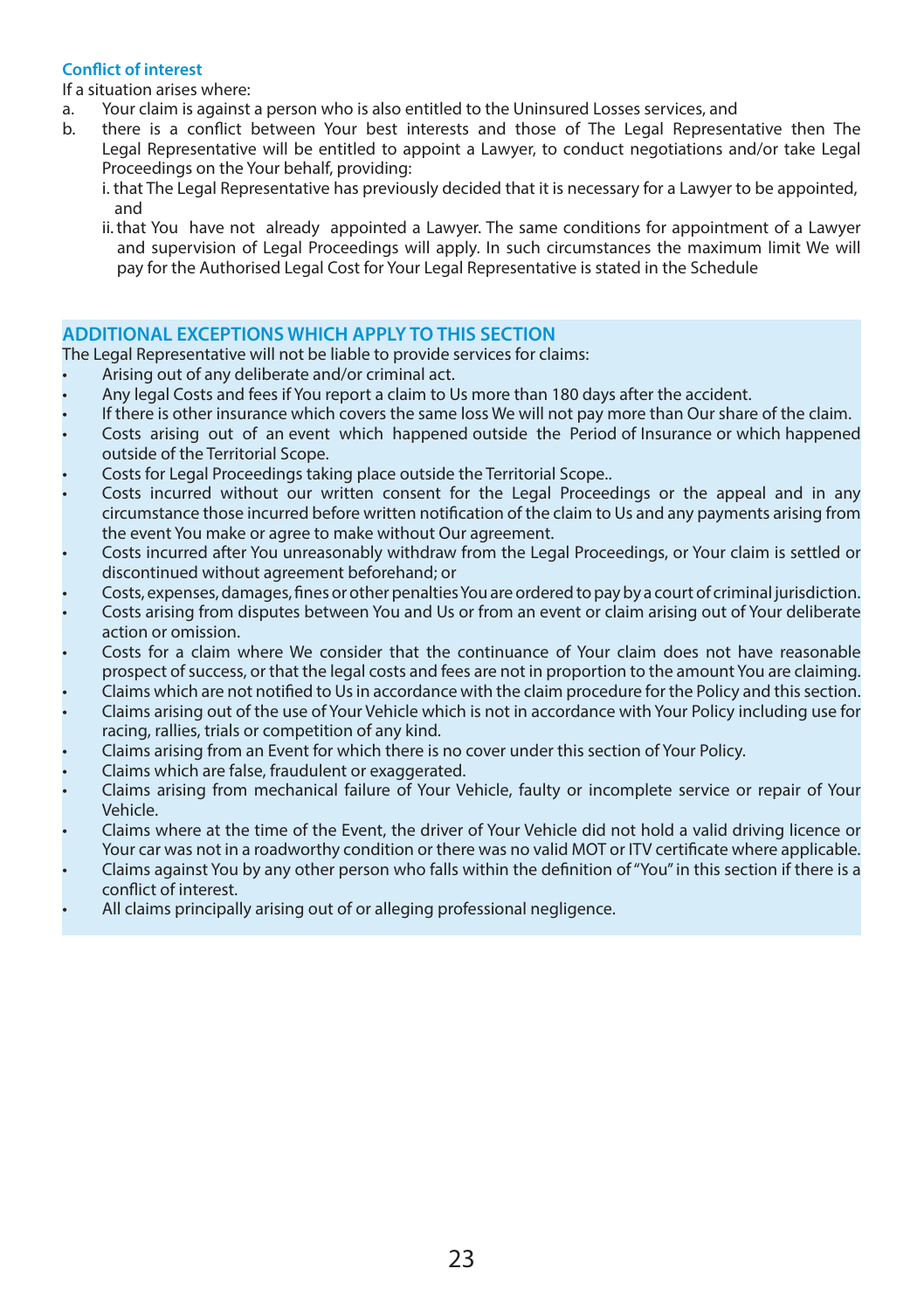### Conflict of interest

If a situation arises where:

a. Your claim is against a person who is also entitled to the Uninsured Losses services, and
b. there is a conflict between Your best interests and those of The Legal Representative then The Legal Representative will be entitled to appoint a Lawyer, to conduct negotiations and/or take Legal Proceedings on the Your behalf, providing:
   i. that The Legal Representative has previously decided that it is necessary for a Lawyer to be appointed, and
   ii. that You have not already appointed a Lawyer. The same conditions for appointment of a Lawyer and supervision of Legal Proceedings will apply. In such circumstances the maximum limit We will pay for the Authorised Legal Cost for Your Legal Representative is stated in the Schedule

## ADDITIONAL EXCEPTIONS WHICH APPLY TO THIS SECTION

The Legal Representative will not be liable to provide services for claims:

- Arising out of any deliberate and/or criminal act.
- Any legal Costs and fees if You report a claim to Us more than 180 days after the accident.
- If there is other insurance which covers the same loss We will not pay more than Our share of the claim.
- Costs arising out of an event which happened outside the Period of Insurance or which happened outside of the Territorial Scope.
- Costs for Legal Proceedings taking place outside the Territorial Scope..
- Costs incurred without our written consent for the Legal Proceedings or the appeal and in any circumstance those incurred before written notification of the claim to Us and any payments arising from the event You make or agree to make without Our agreement.
- Costs incurred after You unreasonably withdraw from the Legal Proceedings, or Your claim is settled or discontinued without agreement beforehand; or
- Costs, expenses, damages, fines or other penalties You are ordered to pay by a court of criminal jurisdiction.
- Costs arising from disputes between You and Us or from an event or claim arising out of Your deliberate action or omission.
- Costs for a claim where We consider that the continuance of Your claim does not have reasonable prospect of success, or that the legal costs and fees are not in proportion to the amount You are claiming.
- Claims which are not notified to Us in accordance with the claim procedure for the Policy and this section.
- Claims arising out of the use of Your Vehicle which is not in accordance with Your Policy including use for racing, rallies, trials or competition of any kind.
- Claims arising from an Event for which there is no cover under this section of Your Policy.
- Claims which are false, fraudulent or exaggerated.
- Claims arising from mechanical failure of Your Vehicle, faulty or incomplete service or repair of Your Vehicle.
- Claims where at the time of the Event, the driver of Your Vehicle did not hold a valid driving licence or Your car was not in a roadworthy condition or there was no valid MOT or ITV certificate where applicable.
- Claims against You by any other person who falls within the definition of "You" in this section if there is a conflict of interest.
- All claims principally arising out of or alleging professional negligence.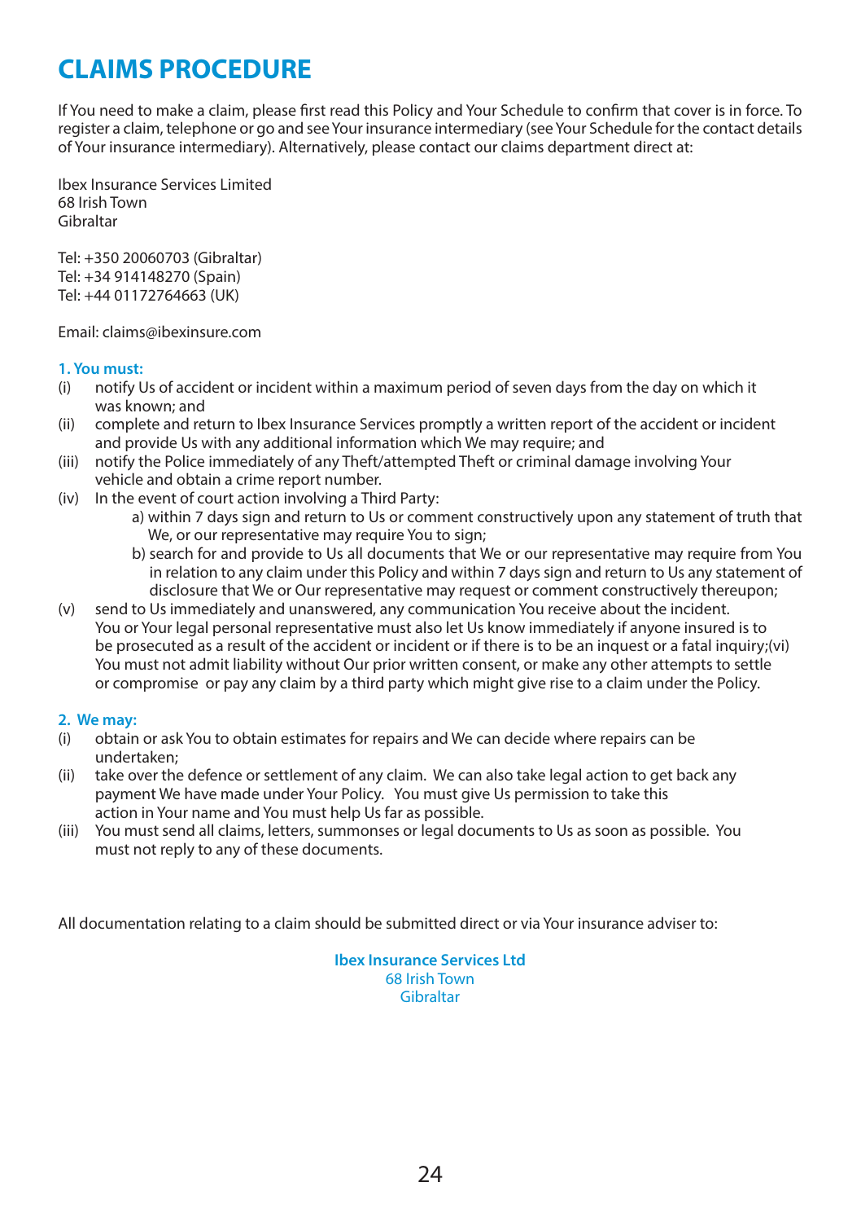# CLAIMS PROCEDURE

If You need to make a claim, please first read this Policy and Your Schedule to confirm that cover is in force. To register a claim, telephone or go and see Your insurance intermediary (see Your Schedule for the contact details of Your insurance intermediary). Alternatively, please contact our claims department direct at:

Ibex Insurance Services Limited
68 Irish Town
Gibraltar

Tel: +350 20060703 (Gibraltar)
Tel: +34 914148270 (Spain)
Tel: +44 01172764663 (UK)

Email: claims@ibexinsure.com

**1. You must:**

(i) notify Us of accident or incident within a maximum period of seven days from the day on which it was known; and

(ii) complete and return to Ibex Insurance Services promptly a written report of the accident or incident and provide Us with any additional information which We may require; and

(iii) notify the Police immediately of any Theft/attempted Theft or criminal damage involving Your vehicle and obtain a crime report number.

(iv) In the event of court action involving a Third Party:

   a) within 7 days sign and return to Us or comment constructively upon any statement of truth that We, or our representative may require You to sign;

   b) search for and provide to Us all documents that We or our representative may require from You in relation to any claim under this Policy and within 7 days sign and return to Us any statement of disclosure that We or Our representative may request or comment constructively thereupon;

(v) send to Us immediately and unanswered, any communication You receive about the incident. You or Your legal personal representative must also let Us know immediately if anyone insured is to be prosecuted as a result of the accident or incident or if there is to be an inquest or a fatal inquiry;(vi) You must not admit liability without Our prior written consent, or make any other attempts to settle or compromise or pay any claim by a third party which might give rise to a claim under the Policy.

**2. We may:**

(i) obtain or ask You to obtain estimates for repairs and We can decide where repairs can be undertaken;

(ii) take over the defence or settlement of any claim. We can also take legal action to get back any payment We have made under Your Policy. You must give Us permission to take this action in Your name and You must help Us far as possible.

(iii) You must send all claims, letters, summonses or legal documents to Us as soon as possible. You must not reply to any of these documents.

All documentation relating to a claim should be submitted direct or via Your insurance adviser to:

**Ibex Insurance Services Ltd**
68 Irish Town
Gibraltar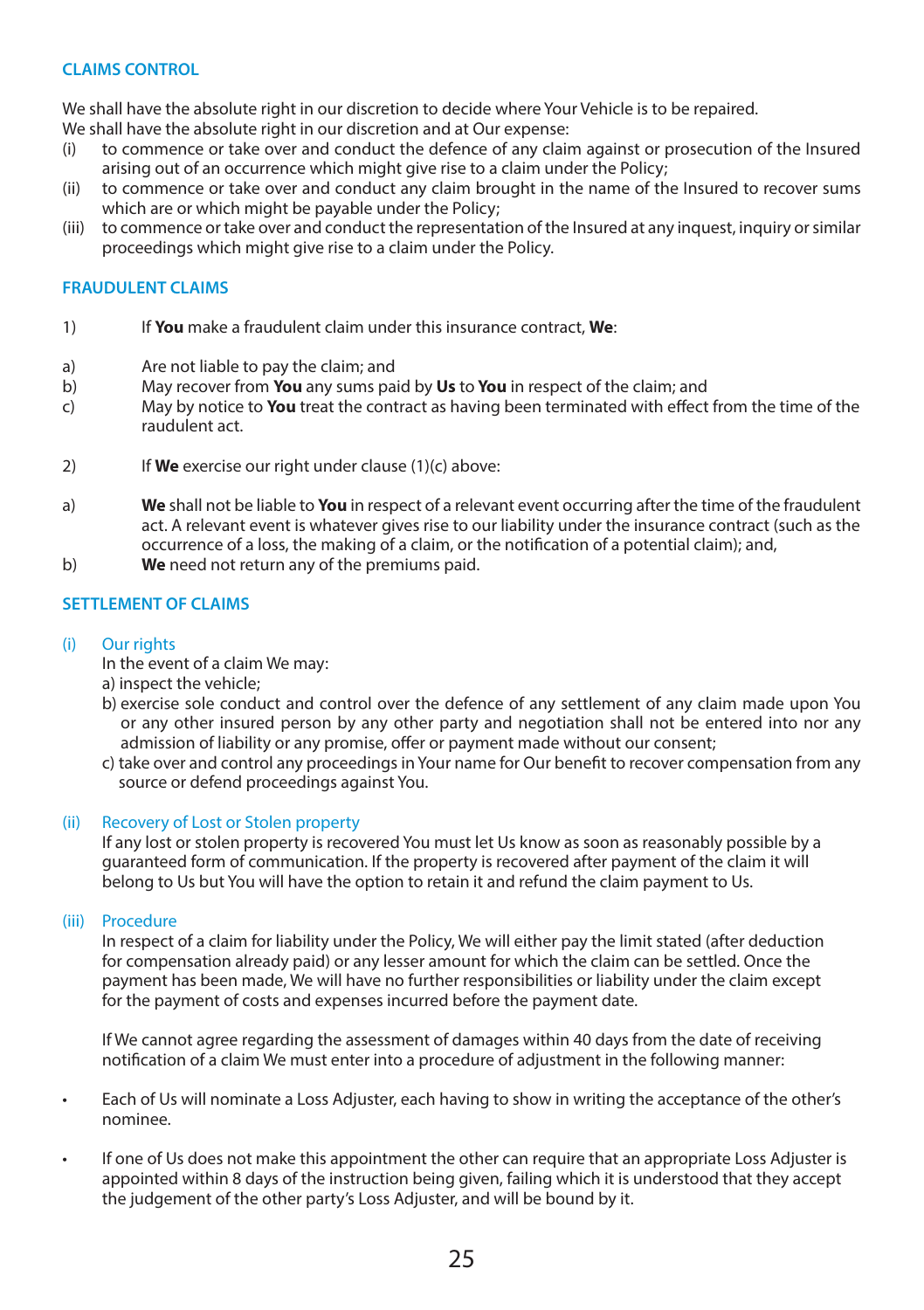## CLAIMS CONTROL

We shall have the absolute right in our discretion to decide where Your Vehicle is to be repaired.
We shall have the absolute right in our discretion and at Our expense:

(i) to commence or take over and conduct the defence of any claim against or prosecution of the Insured arising out of an occurrence which might give rise to a claim under the Policy;
(ii) to commence or take over and conduct any claim brought in the name of the Insured to recover sums which are or which might be payable under the Policy;
(iii) to commence or take over and conduct the representation of the Insured at any inquest, inquiry or similar proceedings which might give rise to a claim under the Policy.

## FRAUDULENT CLAIMS

1) If **You** make a fraudulent claim under this insurance contract, **We**:

a) Are not liable to pay the claim; and
b) May recover from **You** any sums paid by **Us** to **You** in respect of the claim; and
c) May by notice to **You** treat the contract as having been terminated with effect from the time of the raudulent act.

2) If **We** exercise our right under clause (1)(c) above:

a) **We** shall not be liable to **You** in respect of a relevant event occurring after the time of the fraudulent act. A relevant event is whatever gives rise to our liability under the insurance contract (such as the occurrence of a loss, the making of a claim, or the notification of a potential claim); and,
b) **We** need not return any of the premiums paid.

## SETTLEMENT OF CLAIMS

### (i) Our rights

In the event of a claim We may:

a) inspect the vehicle;
b) exercise sole conduct and control over the defence of any settlement of any claim made upon You or any other insured person by any other party and negotiation shall not be entered into nor any admission of liability or any promise, offer or payment made without our consent;
c) take over and control any proceedings in Your name for Our benefit to recover compensation from any source or defend proceedings against You.

### (ii) Recovery of Lost or Stolen property

If any lost or stolen property is recovered You must let Us know as soon as reasonably possible by a guaranteed form of communication. If the property is recovered after payment of the claim it will belong to Us but You will have the option to retain it and refund the claim payment to Us.

### (iii) Procedure

In respect of a claim for liability under the Policy, We will either pay the limit stated (after deduction for compensation already paid) or any lesser amount for which the claim can be settled. Once the payment has been made, We will have no further responsibilities or liability under the claim except for the payment of costs and expenses incurred before the payment date.

If We cannot agree regarding the assessment of damages within 40 days from the date of receiving notification of a claim We must enter into a procedure of adjustment in the following manner:

- Each of Us will nominate a Loss Adjuster, each having to show in writing the acceptance of the other's nominee.
- If one of Us does not make this appointment the other can require that an appropriate Loss Adjuster is appointed within 8 days of the instruction being given, failing which it is understood that they accept the judgement of the other party's Loss Adjuster, and will be bound by it.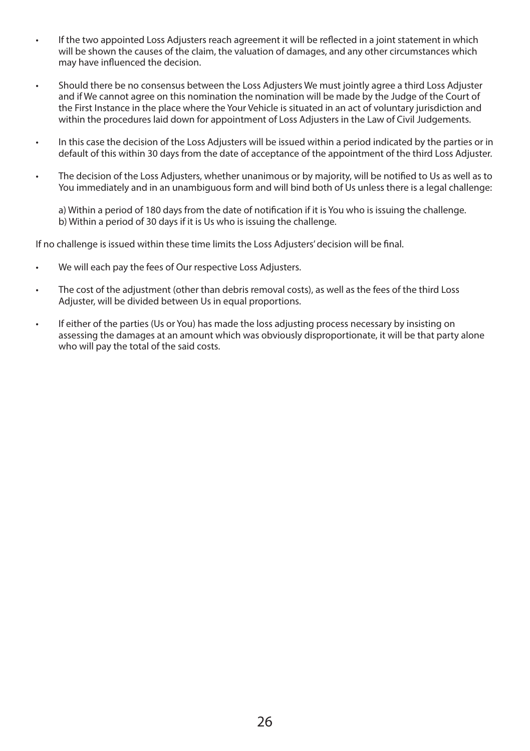- If the two appointed Loss Adjusters reach agreement it will be reflected in a joint statement in which will be shown the causes of the claim, the valuation of damages, and any other circumstances which may have influenced the decision.
- Should there be no consensus between the Loss Adjusters We must jointly agree a third Loss Adjuster and if We cannot agree on this nomination the nomination will be made by the Judge of the Court of the First Instance in the place where the Your Vehicle is situated in an act of voluntary jurisdiction and within the procedures laid down for appointment of Loss Adjusters in the Law of Civil Judgements.
- In this case the decision of the Loss Adjusters will be issued within a period indicated by the parties or in default of this within 30 days from the date of acceptance of the appointment of the third Loss Adjuster.
- The decision of the Loss Adjusters, whether unanimous or by majority, will be notified to Us as well as to You immediately and in an unambiguous form and will bind both of Us unless there is a legal challenge:

  a) Within a period of 180 days from the date of notification if it is You who is issuing the challenge.
  b) Within a period of 30 days if it is Us who is issuing the challenge.

If no challenge is issued within these time limits the Loss Adjusters' decision will be final.

- We will each pay the fees of Our respective Loss Adjusters.
- The cost of the adjustment (other than debris removal costs), as well as the fees of the third Loss Adjuster, will be divided between Us in equal proportions.
- If either of the parties (Us or You) has made the loss adjusting process necessary by insisting on assessing the damages at an amount which was obviously disproportionate, it will be that party alone who will pay the total of the said costs.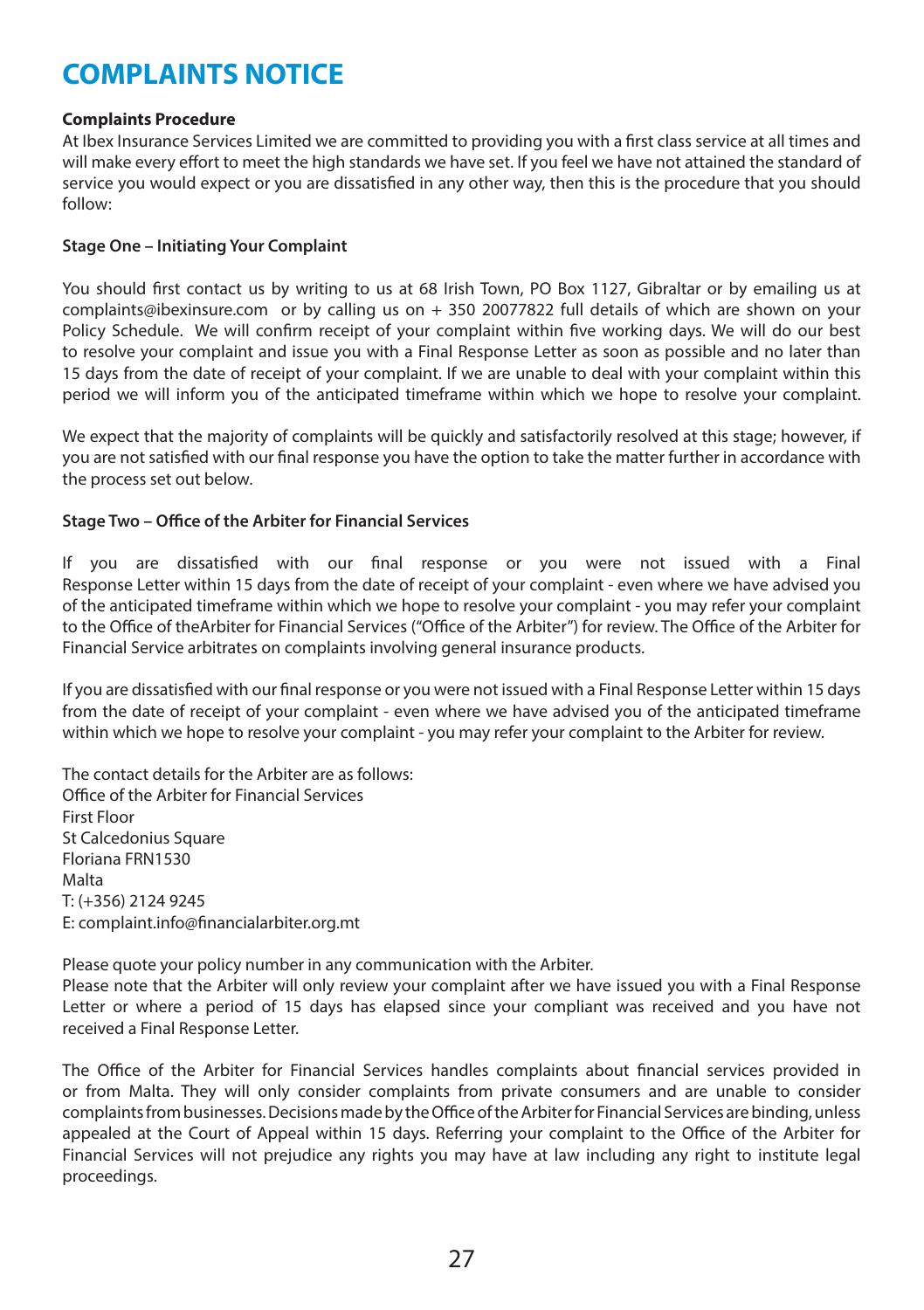# COMPLAINTS NOTICE

**Complaints Procedure**

At Ibex Insurance Services Limited we are committed to providing you with a first class service at all times and will make every effort to meet the high standards we have set. If you feel we have not attained the standard of service you would expect or you are dissatisfied in any other way, then this is the procedure that you should follow:

**Stage One – Initiating Your Complaint**

You should first contact us by writing to us at 68 Irish Town, PO Box 1127, Gibraltar or by emailing us at complaints@ibexinsure.com or by calling us on + 350 20077822 full details of which are shown on your Policy Schedule. We will confirm receipt of your complaint within five working days. We will do our best to resolve your complaint and issue you with a Final Response Letter as soon as possible and no later than 15 days from the date of receipt of your complaint. If we are unable to deal with your complaint within this period we will inform you of the anticipated timeframe within which we hope to resolve your complaint.

We expect that the majority of complaints will be quickly and satisfactorily resolved at this stage; however, if you are not satisfied with our final response you have the option to take the matter further in accordance with the process set out below.

**Stage Two – Office of the Arbiter for Financial Services**

If you are dissatisfied with our final response or you were not issued with a Final Response Letter within 15 days from the date of receipt of your complaint - even where we have advised you of the anticipated timeframe within which we hope to resolve your complaint - you may refer your complaint to the Office of theArbiter for Financial Services ("Office of the Arbiter") for review. The Office of the Arbiter for Financial Service arbitrates on complaints involving general insurance products.

If you are dissatisfied with our final response or you were not issued with a Final Response Letter within 15 days from the date of receipt of your complaint - even where we have advised you of the anticipated timeframe within which we hope to resolve your complaint - you may refer your complaint to the Arbiter for review.

The contact details for the Arbiter are as follows:
Office of the Arbiter for Financial Services
First Floor
St Calcedonius Square
Floriana FRN1530
Malta
T: (+356) 2124 9245
E: complaint.info@financialarbiter.org.mt

Please quote your policy number in any communication with the Arbiter.
Please note that the Arbiter will only review your complaint after we have issued you with a Final Response Letter or where a period of 15 days has elapsed since your compliant was received and you have not received a Final Response Letter.

The Office of the Arbiter for Financial Services handles complaints about financial services provided in or from Malta. They will only consider complaints from private consumers and are unable to consider complaints from businesses. Decisions made by the Office of the Arbiter for Financial Services are binding, unless appealed at the Court of Appeal within 15 days. Referring your complaint to the Office of the Arbiter for Financial Services will not prejudice any rights you may have at law including any right to institute legal proceedings.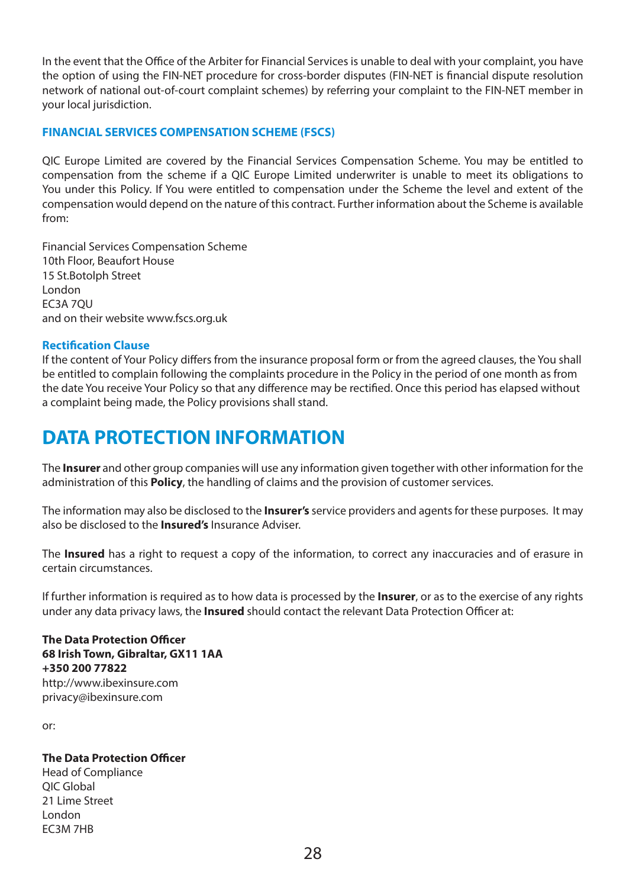In the event that the Office of the Arbiter for Financial Services is unable to deal with your complaint, you have the option of using the FIN-NET procedure for cross-border disputes (FIN-NET is financial dispute resolution network of national out-of-court complaint schemes) by referring your complaint to the FIN-NET member in your local jurisdiction.

### FINANCIAL SERVICES COMPENSATION SCHEME (FSCS)

QIC Europe Limited are covered by the Financial Services Compensation Scheme. You may be entitled to compensation from the scheme if a QIC Europe Limited underwriter is unable to meet its obligations to You under this Policy. If You were entitled to compensation under the Scheme the level and extent of the compensation would depend on the nature of this contract. Further information about the Scheme is available from:

Financial Services Compensation Scheme  
10th Floor, Beaufort House  
15 St.Botolph Street  
London  
EC3A 7QU  
and on their website www.fscs.org.uk

### Rectification Clause

If the content of Your Policy differs from the insurance proposal form or from the agreed clauses, the You shall be entitled to complain following the complaints procedure in the Policy in the period of one month as from the date You receive Your Policy so that any difference may be rectified. Once this period has elapsed without a complaint being made, the Policy provisions shall stand.

## DATA PROTECTION INFORMATION

The **Insurer** and other group companies will use any information given together with other information for the administration of this **Policy**, the handling of claims and the provision of customer services.

The information may also be disclosed to the **Insurer's** service providers and agents for these purposes. It may also be disclosed to the **Insured's** Insurance Adviser.

The **Insured** has a right to request a copy of the information, to correct any inaccuracies and of erasure in certain circumstances.

If further information is required as to how data is processed by the **Insurer**, or as to the exercise of any rights under any data privacy laws, the **Insured** should contact the relevant Data Protection Officer at:

**The Data Protection Officer**  
**68 Irish Town, Gibraltar, GX11 1AA**  
**+350 200 77822**  
http://www.ibexinsure.com  
privacy@ibexinsure.com

or:

**The Data Protection Officer**  
Head of Compliance  
QIC Global  
21 Lime Street  
London  
EC3M 7HB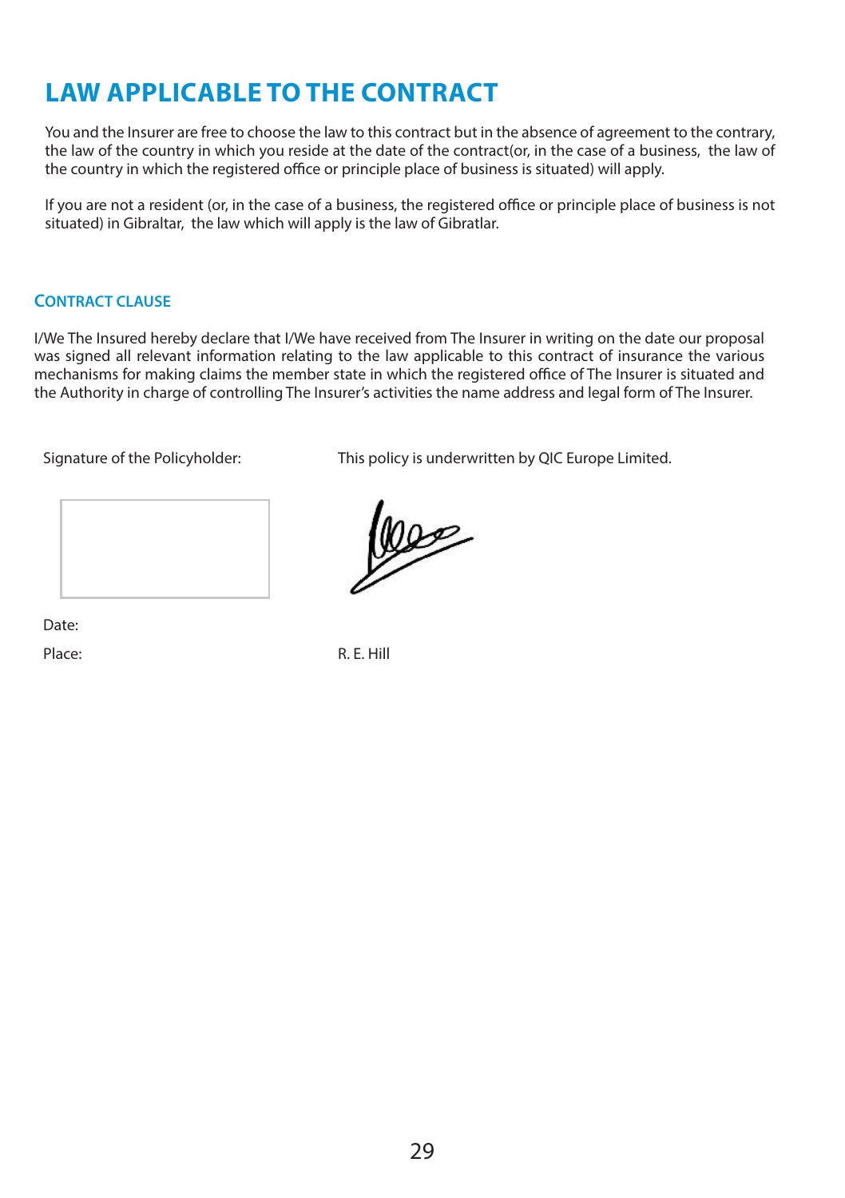# LAW APPLICABLE TO THE CONTRACT

You and the Insurer are free to choose the law to this contract but in the absence of agreement to the contrary, the law of the country in which you reside at the date of the contract(or, in the case of a business, the law of the country in which the registered office or principle place of business is situated) will apply.

If you are not a resident (or, in the case of a business, the registered office or principle place of business is not situated) in Gibraltar, the law which will apply is the law of Gibraltar.

## CONTRACT CLAUSE

I/We The Insured hereby declare that I/We have received from The Insurer in writing on the date our proposal was signed all relevant information relating to the law applicable to this contract of insurance the various mechanisms for making claims the member state in which the registered office of The Insurer is situated and the Authority in charge of controlling The Insurer's activities the name address and legal form of The Insurer.

Signature of the Policyholder:

This policy is underwritten by QIC Europe Limited.

Date:

Place:

R. E. Hill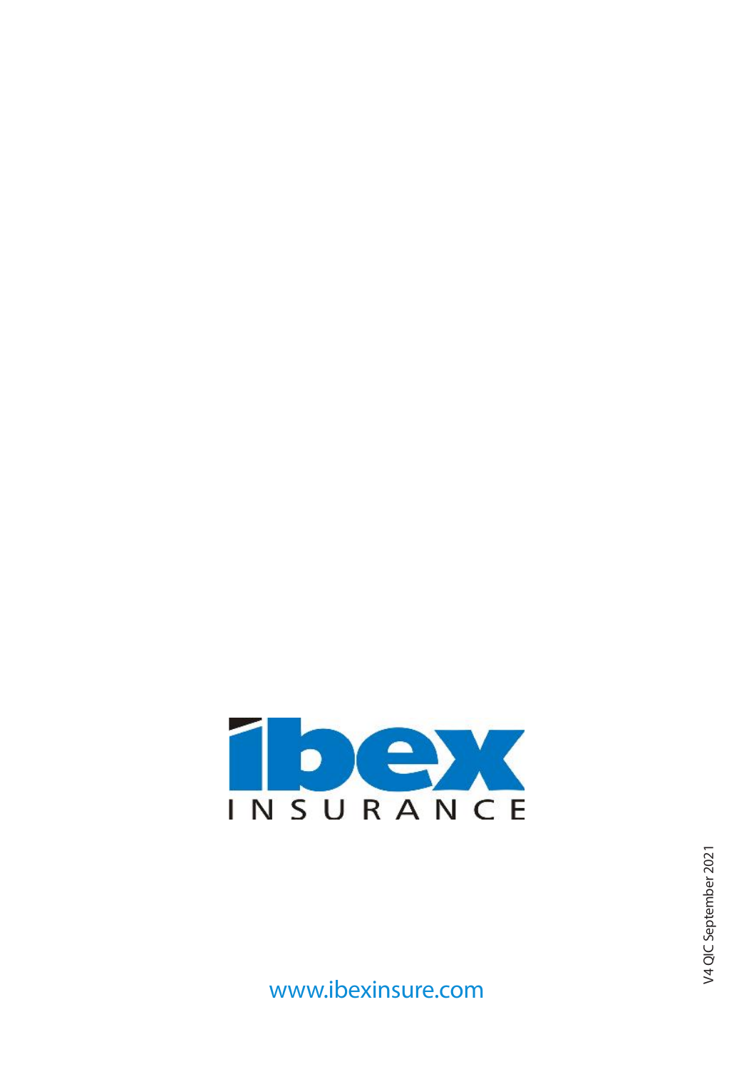ibex

INSURANCE

V4 QIC September 2021

www.ibexinsure.com